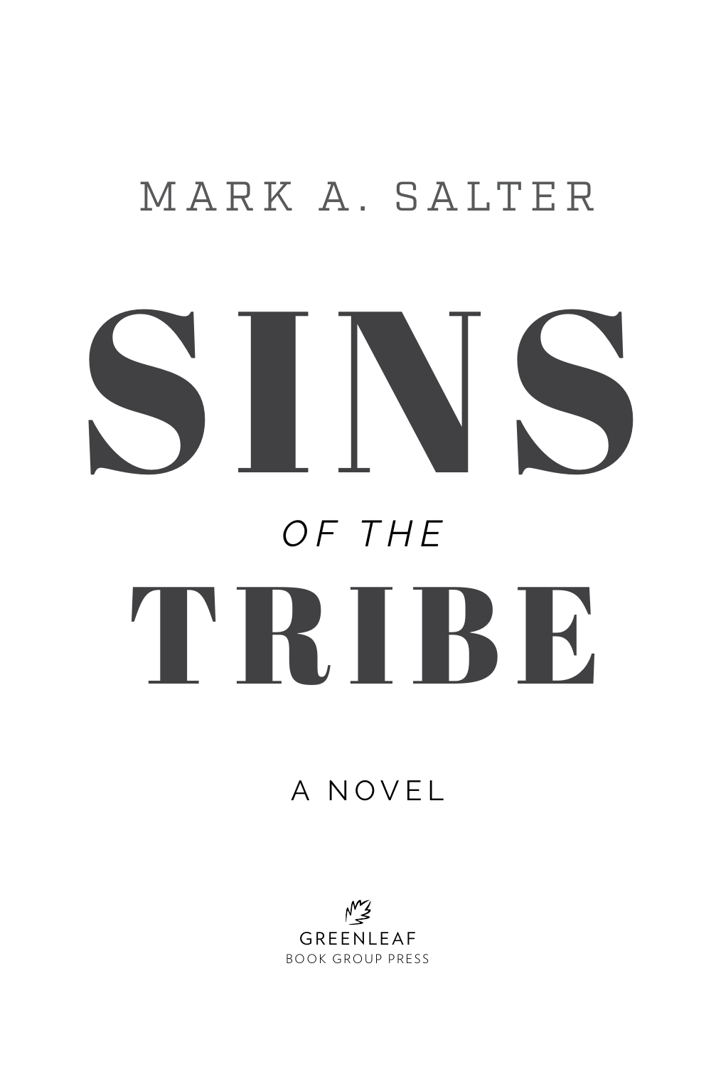MARK A. SALTER

# SINS

*OF THE*

# TRIBE

A NOVEL

GREENLEAF
BOOK GROUP PRESS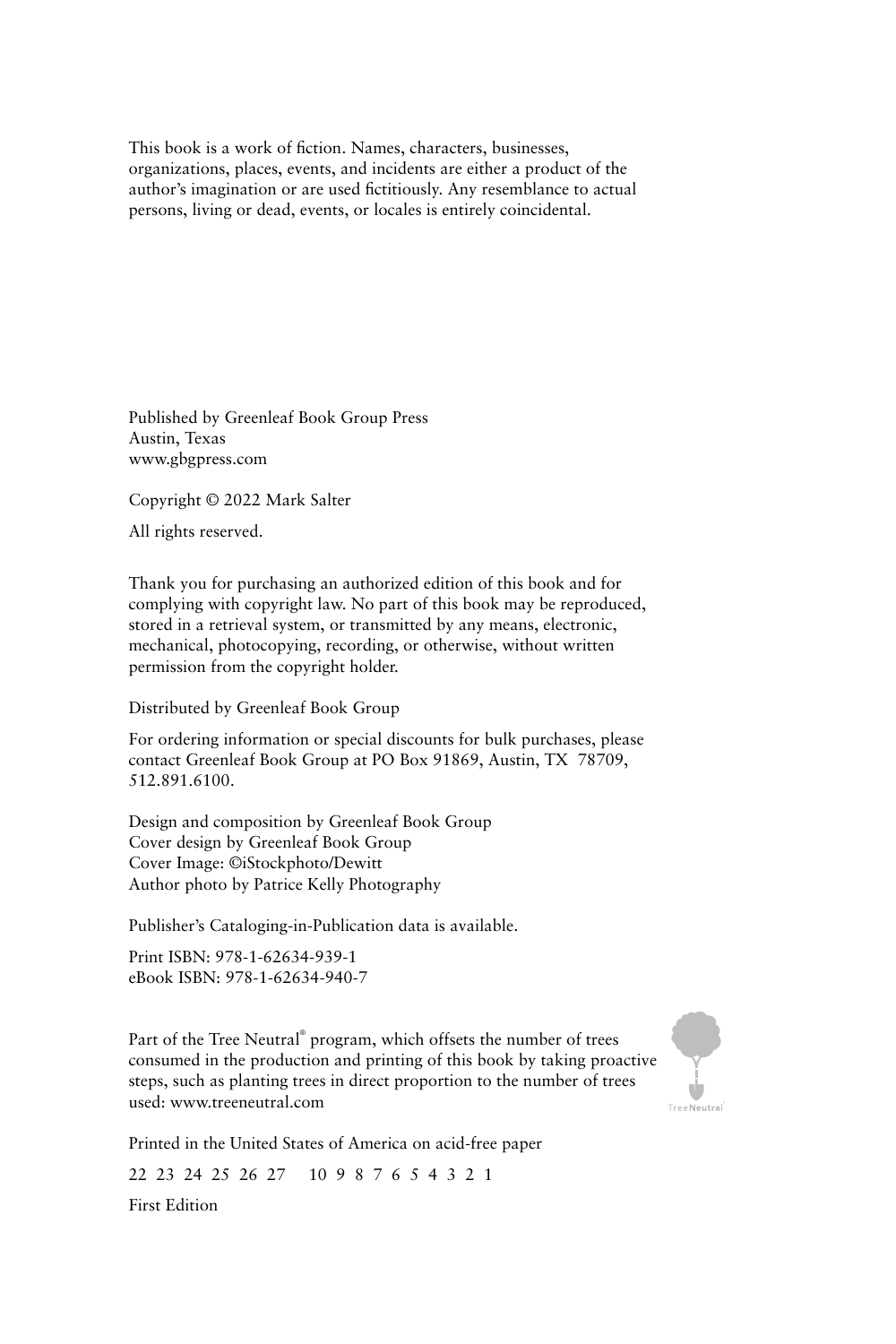This book is a work of fiction. Names, characters, businesses, organizations, places, events, and incidents are either a product of the author's imagination or are used fictitiously. Any resemblance to actual persons, living or dead, events, or locales is entirely coincidental.

Published by Greenleaf Book Group Press
Austin, Texas
www.gbgpress.com

Copyright © 2022 Mark Salter

All rights reserved.

Thank you for purchasing an authorized edition of this book and for complying with copyright law. No part of this book may be reproduced, stored in a retrieval system, or transmitted by any means, electronic, mechanical, photocopying, recording, or otherwise, without written permission from the copyright holder.

Distributed by Greenleaf Book Group

For ordering information or special discounts for bulk purchases, please contact Greenleaf Book Group at PO Box 91869, Austin, TX 78709, 512.891.6100.

Design and composition by Greenleaf Book Group
Cover design by Greenleaf Book Group
Cover Image: ©iStockphoto/Dewitt
Author photo by Patrice Kelly Photography

Publisher's Cataloging-in-Publication data is available.

Print ISBN: 978-1-62634-939-1
eBook ISBN: 978-1-62634-940-7

Part of the Tree Neutral® program, which offsets the number of trees consumed in the production and printing of this book by taking proactive steps, such as planting trees in direct proportion to the number of trees used: www.treeneutral.com

Printed in the United States of America on acid-free paper

22 23 24 25 26 27    10 9 8 7 6 5 4 3 2 1

First Edition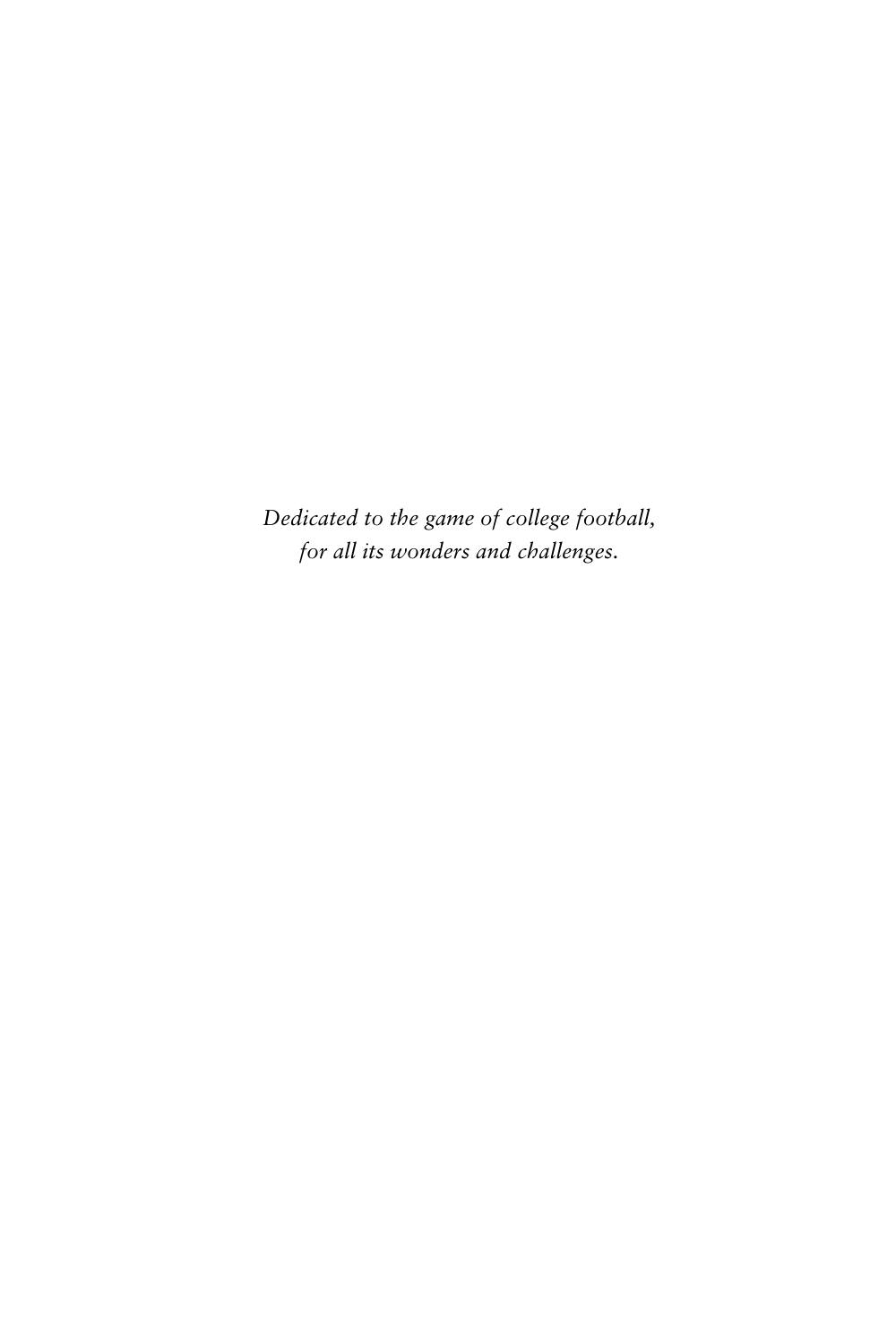*Dedicated to the game of college football,*
*for all its wonders and challenges.*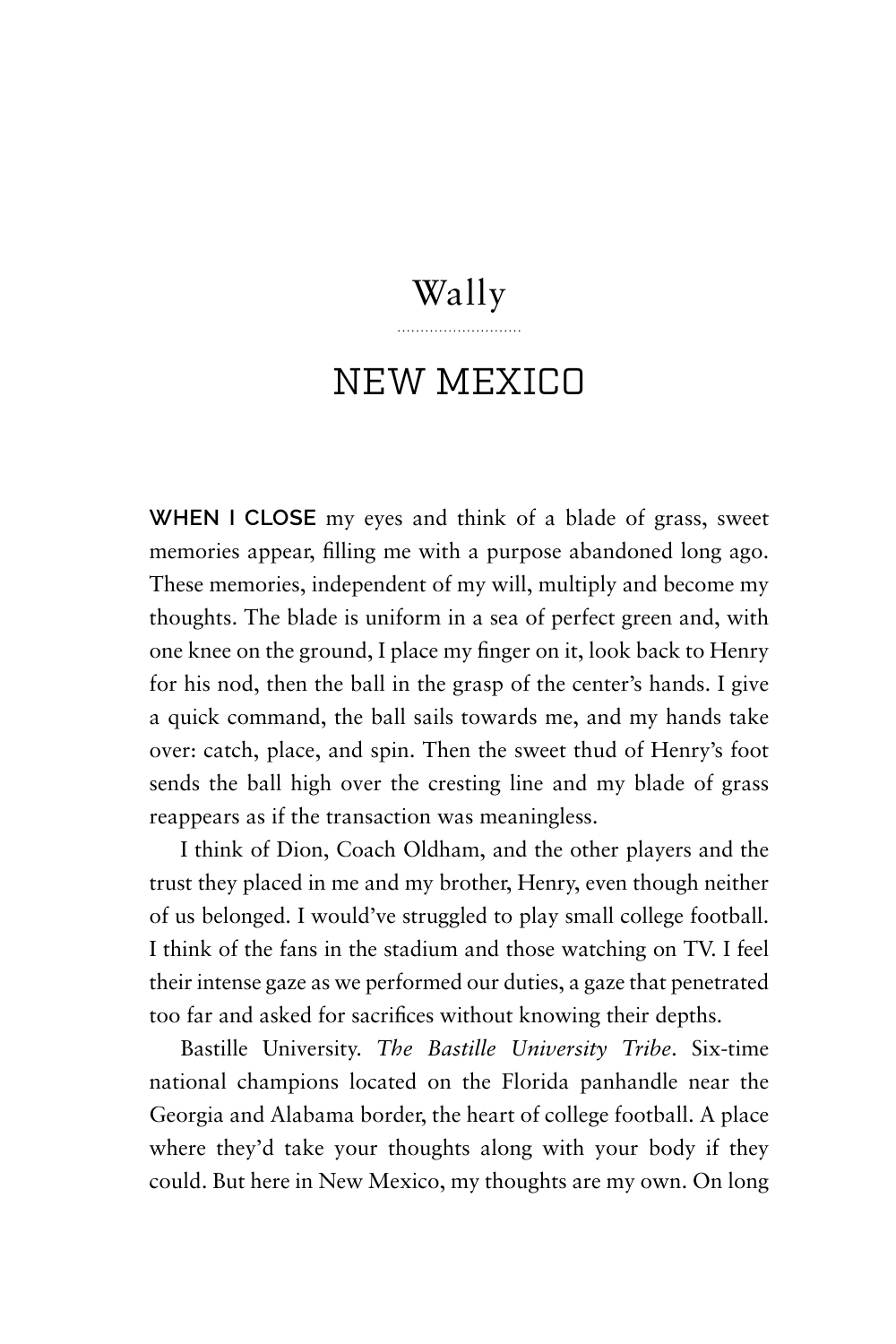# Wally

## NEW MEXICO

**WHEN I CLOSE** my eyes and think of a blade of grass, sweet memories appear, filling me with a purpose abandoned long ago. These memories, independent of my will, multiply and become my thoughts. The blade is uniform in a sea of perfect green and, with one knee on the ground, I place my finger on it, look back to Henry for his nod, then the ball in the grasp of the center's hands. I give a quick command, the ball sails towards me, and my hands take over: catch, place, and spin. Then the sweet thud of Henry's foot sends the ball high over the cresting line and my blade of grass reappears as if the transaction was meaningless.

I think of Dion, Coach Oldham, and the other players and the trust they placed in me and my brother, Henry, even though neither of us belonged. I would've struggled to play small college football. I think of the fans in the stadium and those watching on TV. I feel their intense gaze as we performed our duties, a gaze that penetrated too far and asked for sacrifices without knowing their depths.

Bastille University. *The Bastille University Tribe*. Six-time national champions located on the Florida panhandle near the Georgia and Alabama border, the heart of college football. A place where they'd take your thoughts along with your body if they could. But here in New Mexico, my thoughts are my own. On long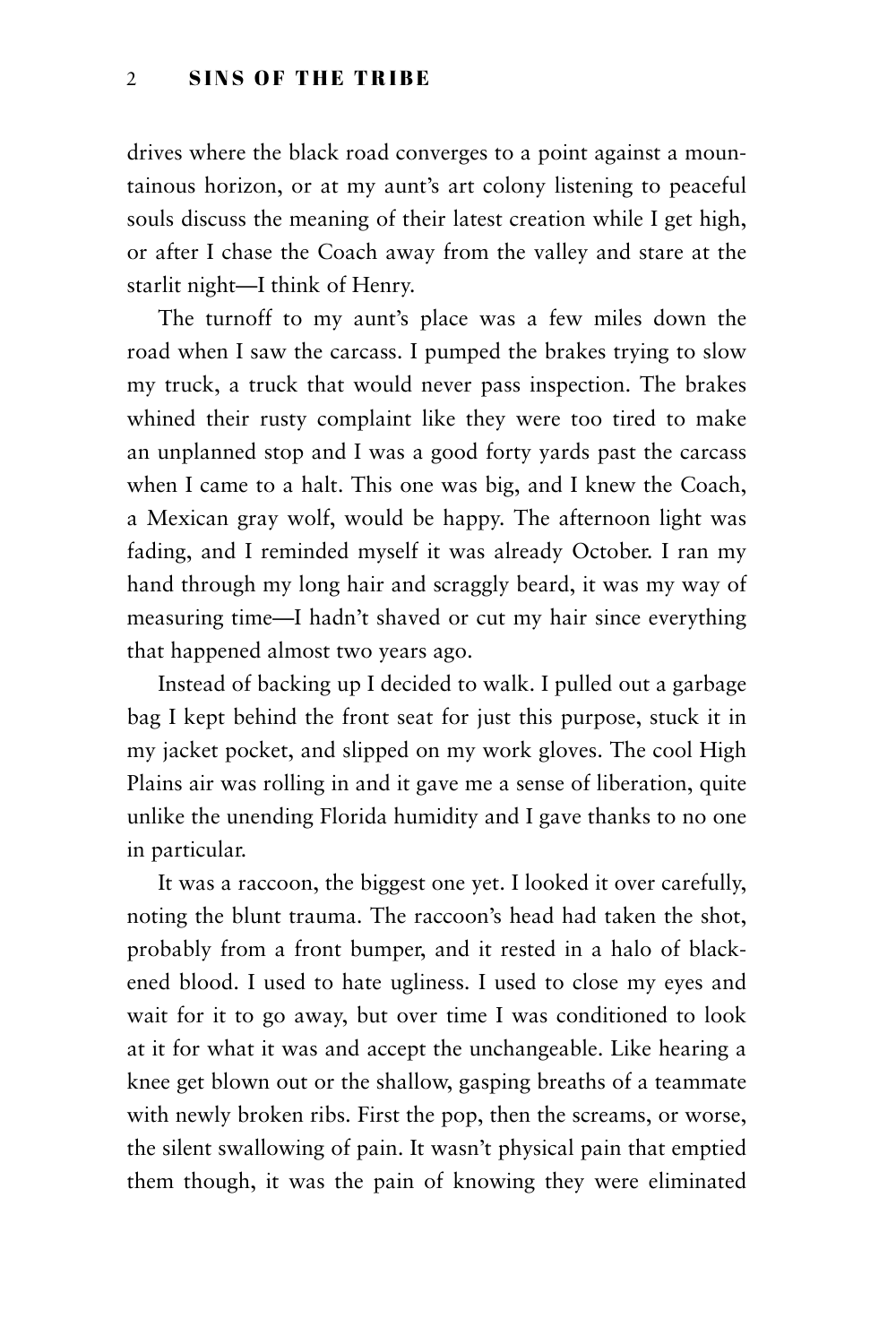drives where the black road converges to a point against a mountainous horizon, or at my aunt's art colony listening to peaceful souls discuss the meaning of their latest creation while I get high, or after I chase the Coach away from the valley and stare at the starlit night—I think of Henry.

The turnoff to my aunt's place was a few miles down the road when I saw the carcass. I pumped the brakes trying to slow my truck, a truck that would never pass inspection. The brakes whined their rusty complaint like they were too tired to make an unplanned stop and I was a good forty yards past the carcass when I came to a halt. This one was big, and I knew the Coach, a Mexican gray wolf, would be happy. The afternoon light was fading, and I reminded myself it was already October. I ran my hand through my long hair and scraggly beard, it was my way of measuring time—I hadn't shaved or cut my hair since everything that happened almost two years ago.

Instead of backing up I decided to walk. I pulled out a garbage bag I kept behind the front seat for just this purpose, stuck it in my jacket pocket, and slipped on my work gloves. The cool High Plains air was rolling in and it gave me a sense of liberation, quite unlike the unending Florida humidity and I gave thanks to no one in particular.

It was a raccoon, the biggest one yet. I looked it over carefully, noting the blunt trauma. The raccoon's head had taken the shot, probably from a front bumper, and it rested in a halo of blackened blood. I used to hate ugliness. I used to close my eyes and wait for it to go away, but over time I was conditioned to look at it for what it was and accept the unchangeable. Like hearing a knee get blown out or the shallow, gasping breaths of a teammate with newly broken ribs. First the pop, then the screams, or worse, the silent swallowing of pain. It wasn't physical pain that emptied them though, it was the pain of knowing they were eliminated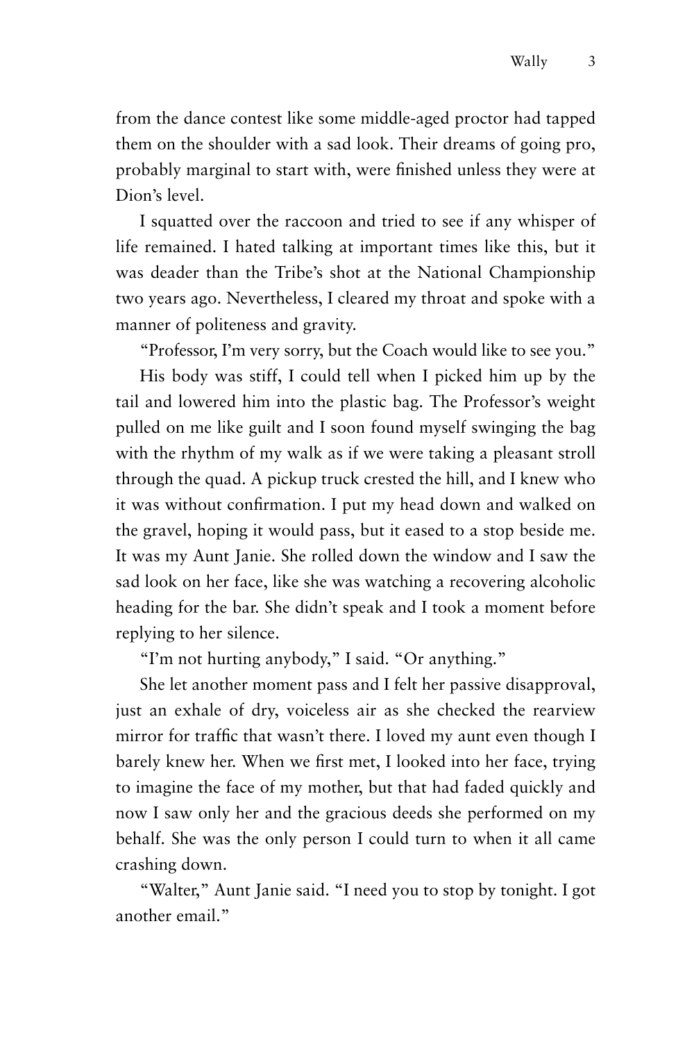from the dance contest like some middle-aged proctor had tapped them on the shoulder with a sad look. Their dreams of going pro, probably marginal to start with, were finished unless they were at Dion's level.

I squatted over the raccoon and tried to see if any whisper of life remained. I hated talking at important times like this, but it was deader than the Tribe's shot at the National Championship two years ago. Nevertheless, I cleared my throat and spoke with a manner of politeness and gravity.

"Professor, I'm very sorry, but the Coach would like to see you."

His body was stiff, I could tell when I picked him up by the tail and lowered him into the plastic bag. The Professor's weight pulled on me like guilt and I soon found myself swinging the bag with the rhythm of my walk as if we were taking a pleasant stroll through the quad. A pickup truck crested the hill, and I knew who it was without confirmation. I put my head down and walked on the gravel, hoping it would pass, but it eased to a stop beside me. It was my Aunt Janie. She rolled down the window and I saw the sad look on her face, like she was watching a recovering alcoholic heading for the bar. She didn't speak and I took a moment before replying to her silence.

"I'm not hurting anybody," I said. "Or anything."

She let another moment pass and I felt her passive disapproval, just an exhale of dry, voiceless air as she checked the rearview mirror for traffic that wasn't there. I loved my aunt even though I barely knew her. When we first met, I looked into her face, trying to imagine the face of my mother, but that had faded quickly and now I saw only her and the gracious deeds she performed on my behalf. She was the only person I could turn to when it all came crashing down.

"Walter," Aunt Janie said. "I need you to stop by tonight. I got another email."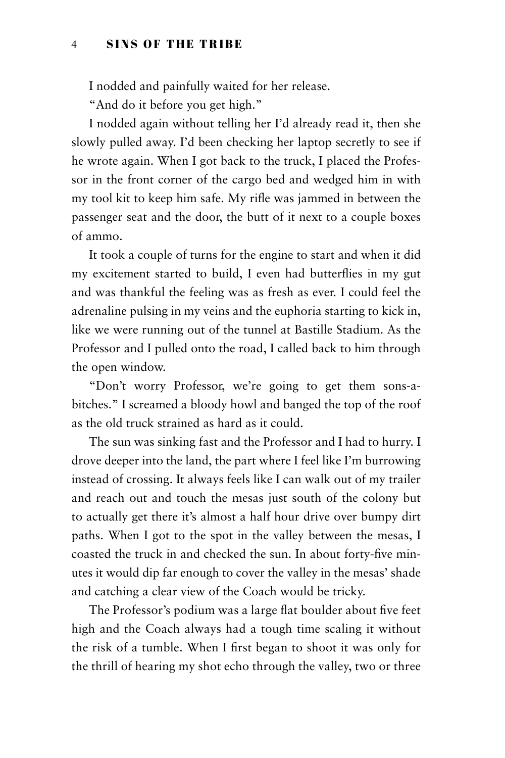I nodded and painfully waited for her release.

"And do it before you get high."

I nodded again without telling her I'd already read it, then she slowly pulled away. I'd been checking her laptop secretly to see if he wrote again. When I got back to the truck, I placed the Professor in the front corner of the cargo bed and wedged him in with my tool kit to keep him safe. My rifle was jammed in between the passenger seat and the door, the butt of it next to a couple boxes of ammo.

It took a couple of turns for the engine to start and when it did my excitement started to build, I even had butterflies in my gut and was thankful the feeling was as fresh as ever. I could feel the adrenaline pulsing in my veins and the euphoria starting to kick in, like we were running out of the tunnel at Bastille Stadium. As the Professor and I pulled onto the road, I called back to him through the open window.

"Don't worry Professor, we're going to get them sons-a-bitches." I screamed a bloody howl and banged the top of the roof as the old truck strained as hard as it could.

The sun was sinking fast and the Professor and I had to hurry. I drove deeper into the land, the part where I feel like I'm burrowing instead of crossing. It always feels like I can walk out of my trailer and reach out and touch the mesas just south of the colony but to actually get there it's almost a half hour drive over bumpy dirt paths. When I got to the spot in the valley between the mesas, I coasted the truck in and checked the sun. In about forty-five minutes it would dip far enough to cover the valley in the mesas' shade and catching a clear view of the Coach would be tricky.

The Professor's podium was a large flat boulder about five feet high and the Coach always had a tough time scaling it without the risk of a tumble. When I first began to shoot it was only for the thrill of hearing my shot echo through the valley, two or three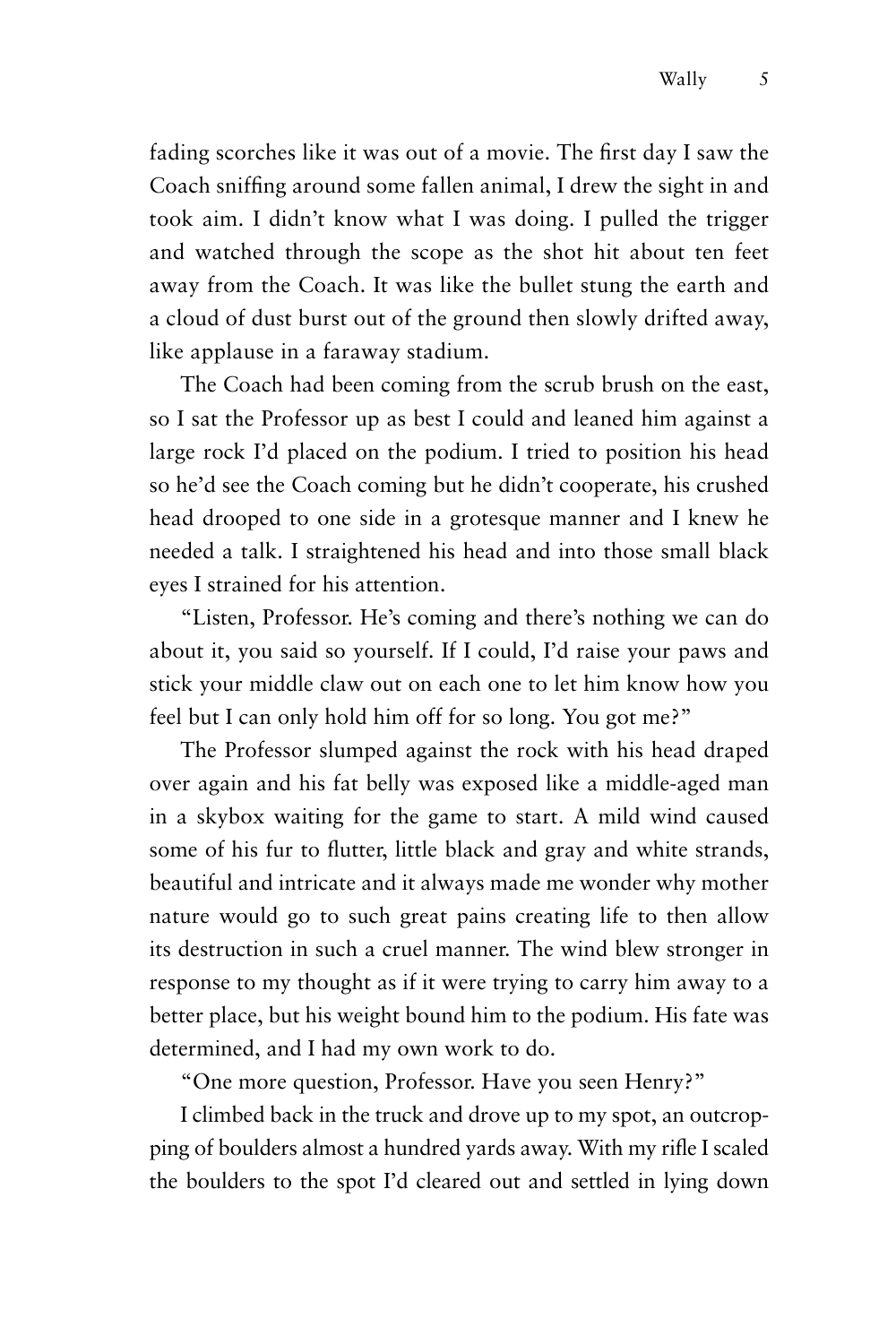fading scorches like it was out of a movie. The first day I saw the Coach sniffing around some fallen animal, I drew the sight in and took aim. I didn't know what I was doing. I pulled the trigger and watched through the scope as the shot hit about ten feet away from the Coach. It was like the bullet stung the earth and a cloud of dust burst out of the ground then slowly drifted away, like applause in a faraway stadium.

The Coach had been coming from the scrub brush on the east, so I sat the Professor up as best I could and leaned him against a large rock I'd placed on the podium. I tried to position his head so he'd see the Coach coming but he didn't cooperate, his crushed head drooped to one side in a grotesque manner and I knew he needed a talk. I straightened his head and into those small black eyes I strained for his attention.

"Listen, Professor. He's coming and there's nothing we can do about it, you said so yourself. If I could, I'd raise your paws and stick your middle claw out on each one to let him know how you feel but I can only hold him off for so long. You got me?"

The Professor slumped against the rock with his head draped over again and his fat belly was exposed like a middle-aged man in a skybox waiting for the game to start. A mild wind caused some of his fur to flutter, little black and gray and white strands, beautiful and intricate and it always made me wonder why mother nature would go to such great pains creating life to then allow its destruction in such a cruel manner. The wind blew stronger in response to my thought as if it were trying to carry him away to a better place, but his weight bound him to the podium. His fate was determined, and I had my own work to do.

"One more question, Professor. Have you seen Henry?"

I climbed back in the truck and drove up to my spot, an outcropping of boulders almost a hundred yards away. With my rifle I scaled the boulders to the spot I'd cleared out and settled in lying down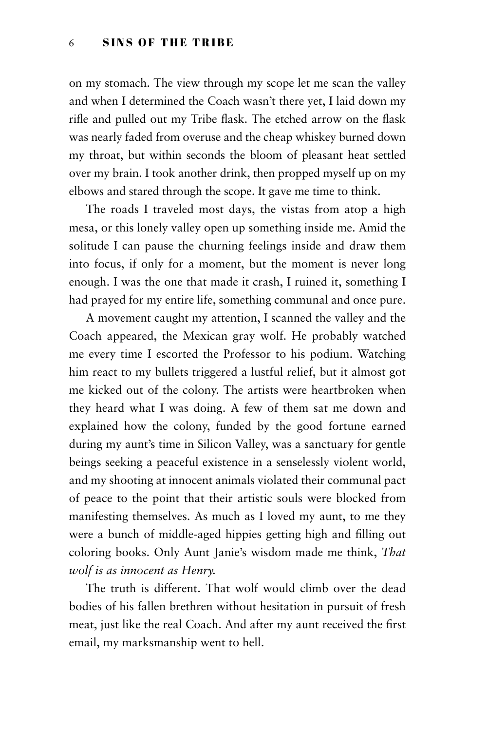on my stomach. The view through my scope let me scan the valley and when I determined the Coach wasn't there yet, I laid down my rifle and pulled out my Tribe flask. The etched arrow on the flask was nearly faded from overuse and the cheap whiskey burned down my throat, but within seconds the bloom of pleasant heat settled over my brain. I took another drink, then propped myself up on my elbows and stared through the scope. It gave me time to think.

The roads I traveled most days, the vistas from atop a high mesa, or this lonely valley open up something inside me. Amid the solitude I can pause the churning feelings inside and draw them into focus, if only for a moment, but the moment is never long enough. I was the one that made it crash, I ruined it, something I had prayed for my entire life, something communal and once pure.

A movement caught my attention, I scanned the valley and the Coach appeared, the Mexican gray wolf. He probably watched me every time I escorted the Professor to his podium. Watching him react to my bullets triggered a lustful relief, but it almost got me kicked out of the colony. The artists were heartbroken when they heard what I was doing. A few of them sat me down and explained how the colony, funded by the good fortune earned during my aunt's time in Silicon Valley, was a sanctuary for gentle beings seeking a peaceful existence in a senselessly violent world, and my shooting at innocent animals violated their communal pact of peace to the point that their artistic souls were blocked from manifesting themselves. As much as I loved my aunt, to me they were a bunch of middle-aged hippies getting high and filling out coloring books. Only Aunt Janie's wisdom made me think, *That wolf is as innocent as Henry.*

The truth is different. That wolf would climb over the dead bodies of his fallen brethren without hesitation in pursuit of fresh meat, just like the real Coach. And after my aunt received the first email, my marksmanship went to hell.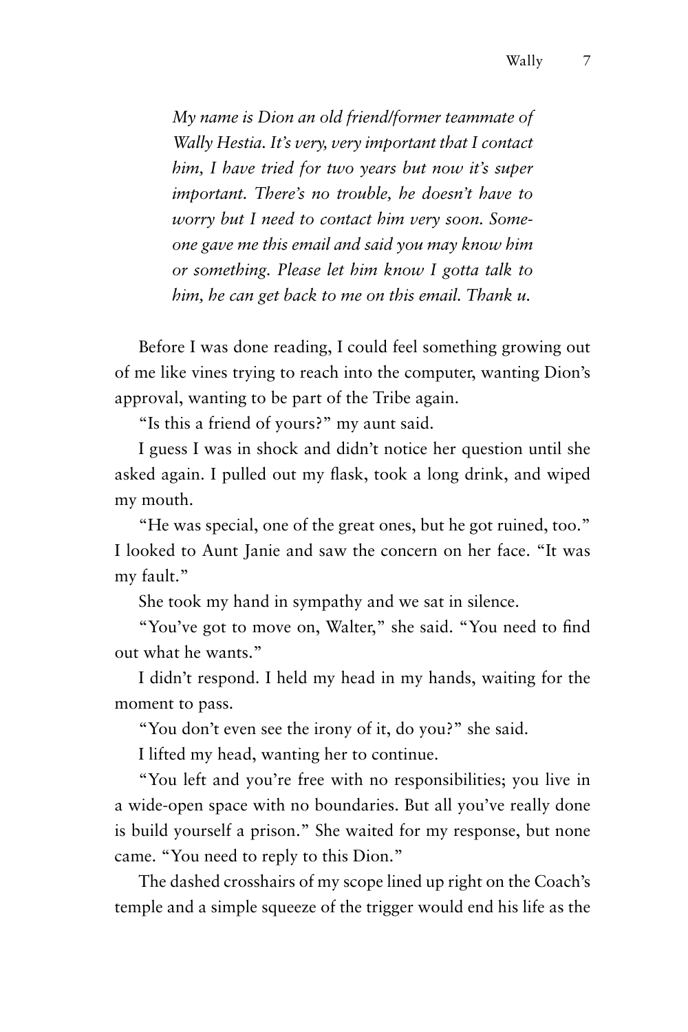*My name is Dion an old friend/former teammate of Wally Hestia. It's very, very important that I contact him, I have tried for two years but now it's super important. There's no trouble, he doesn't have to worry but I need to contact him very soon. Someone gave me this email and said you may know him or something. Please let him know I gotta talk to him, he can get back to me on this email. Thank u.*

Before I was done reading, I could feel something growing out of me like vines trying to reach into the computer, wanting Dion's approval, wanting to be part of the Tribe again.

"Is this a friend of yours?" my aunt said.

I guess I was in shock and didn't notice her question until she asked again. I pulled out my flask, took a long drink, and wiped my mouth.

"He was special, one of the great ones, but he got ruined, too." I looked to Aunt Janie and saw the concern on her face. "It was my fault."

She took my hand in sympathy and we sat in silence.

"You've got to move on, Walter," she said. "You need to find out what he wants."

I didn't respond. I held my head in my hands, waiting for the moment to pass.

"You don't even see the irony of it, do you?" she said.

I lifted my head, wanting her to continue.

"You left and you're free with no responsibilities; you live in a wide-open space with no boundaries. But all you've really done is build yourself a prison." She waited for my response, but none came. "You need to reply to this Dion."

The dashed crosshairs of my scope lined up right on the Coach's temple and a simple squeeze of the trigger would end his life as the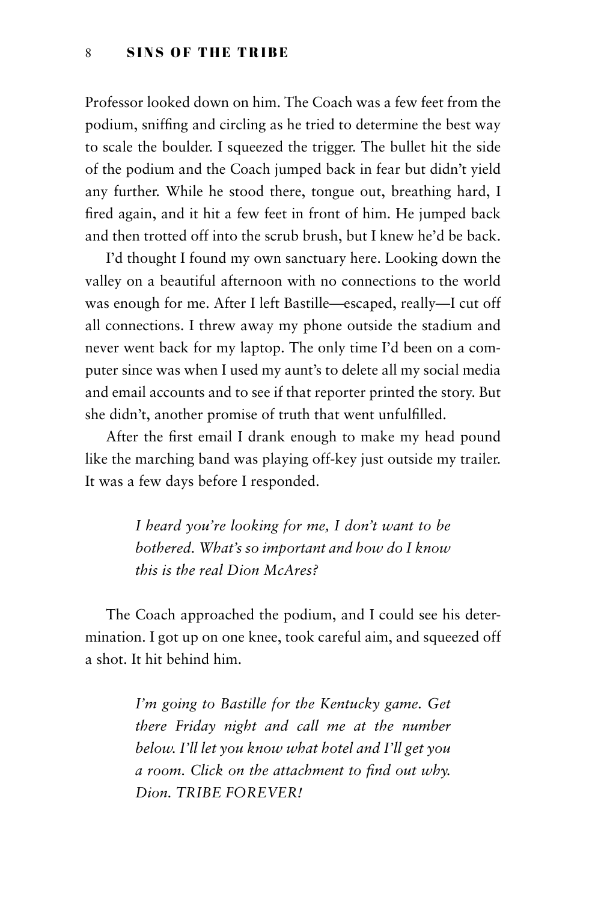Professor looked down on him. The Coach was a few feet from the podium, sniffing and circling as he tried to determine the best way to scale the boulder. I squeezed the trigger. The bullet hit the side of the podium and the Coach jumped back in fear but didn't yield any further. While he stood there, tongue out, breathing hard, I fired again, and it hit a few feet in front of him. He jumped back and then trotted off into the scrub brush, but I knew he'd be back.

I'd thought I found my own sanctuary here. Looking down the valley on a beautiful afternoon with no connections to the world was enough for me. After I left Bastille—escaped, really—I cut off all connections. I threw away my phone outside the stadium and never went back for my laptop. The only time I'd been on a computer since was when I used my aunt's to delete all my social media and email accounts and to see if that reporter printed the story. But she didn't, another promise of truth that went unfulfilled.

After the first email I drank enough to make my head pound like the marching band was playing off-key just outside my trailer. It was a few days before I responded.

> *I heard you're looking for me, I don't want to be bothered. What's so important and how do I know this is the real Dion McAres?*

The Coach approached the podium, and I could see his determination. I got up on one knee, took careful aim, and squeezed off a shot. It hit behind him.

> *I'm going to Bastille for the Kentucky game. Get there Friday night and call me at the number below. I'll let you know what hotel and I'll get you a room. Click on the attachment to find out why. Dion. TRIBE FOREVER!*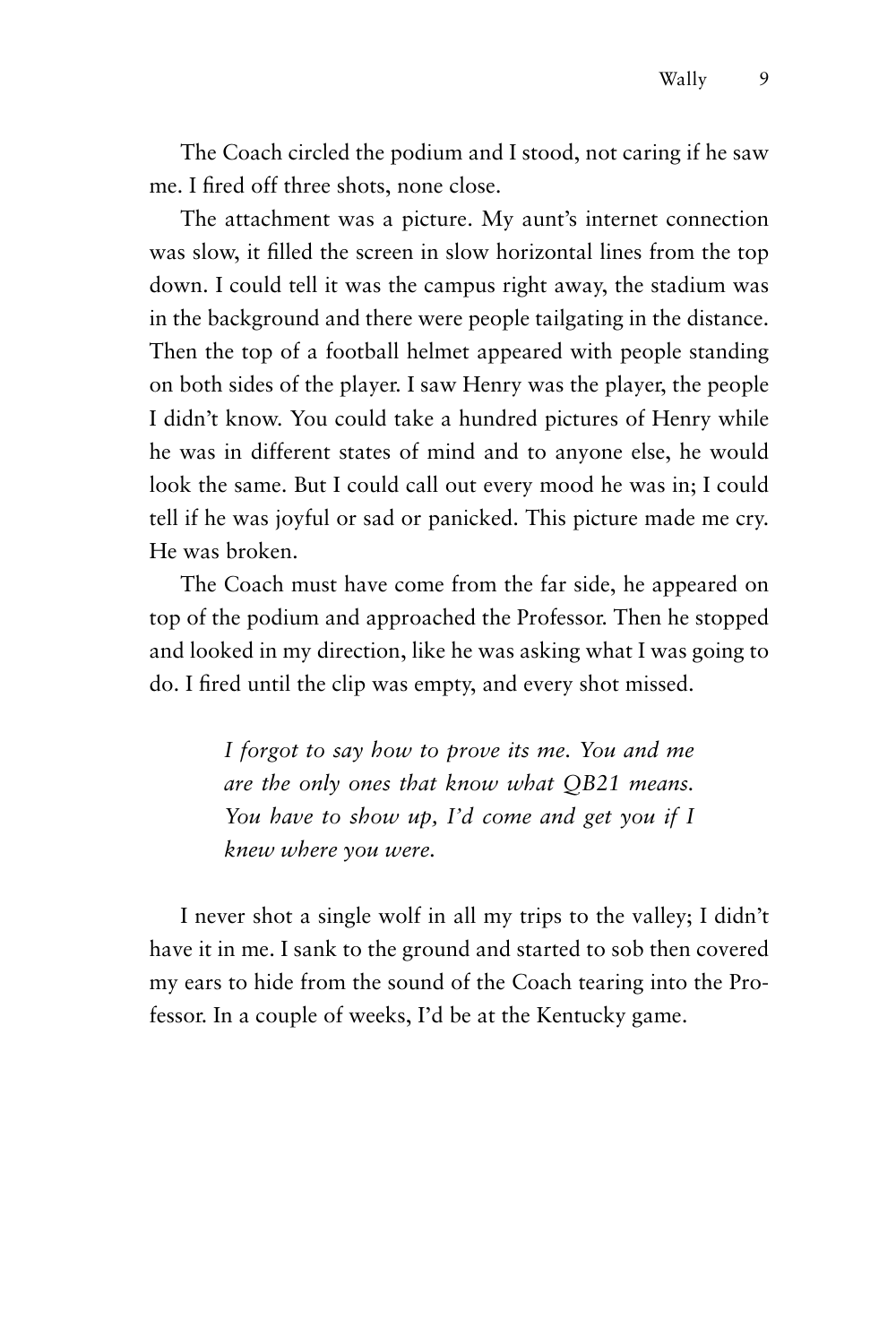The Coach circled the podium and I stood, not caring if he saw me. I fired off three shots, none close.

The attachment was a picture. My aunt's internet connection was slow, it filled the screen in slow horizontal lines from the top down. I could tell it was the campus right away, the stadium was in the background and there were people tailgating in the distance. Then the top of a football helmet appeared with people standing on both sides of the player. I saw Henry was the player, the people I didn't know. You could take a hundred pictures of Henry while he was in different states of mind and to anyone else, he would look the same. But I could call out every mood he was in; I could tell if he was joyful or sad or panicked. This picture made me cry. He was broken.

The Coach must have come from the far side, he appeared on top of the podium and approached the Professor. Then he stopped and looked in my direction, like he was asking what I was going to do. I fired until the clip was empty, and every shot missed.

> *I forgot to say how to prove its me. You and me are the only ones that know what QB21 means. You have to show up, I'd come and get you if I knew where you were.*

I never shot a single wolf in all my trips to the valley; I didn't have it in me. I sank to the ground and started to sob then covered my ears to hide from the sound of the Coach tearing into the Professor. In a couple of weeks, I'd be at the Kentucky game.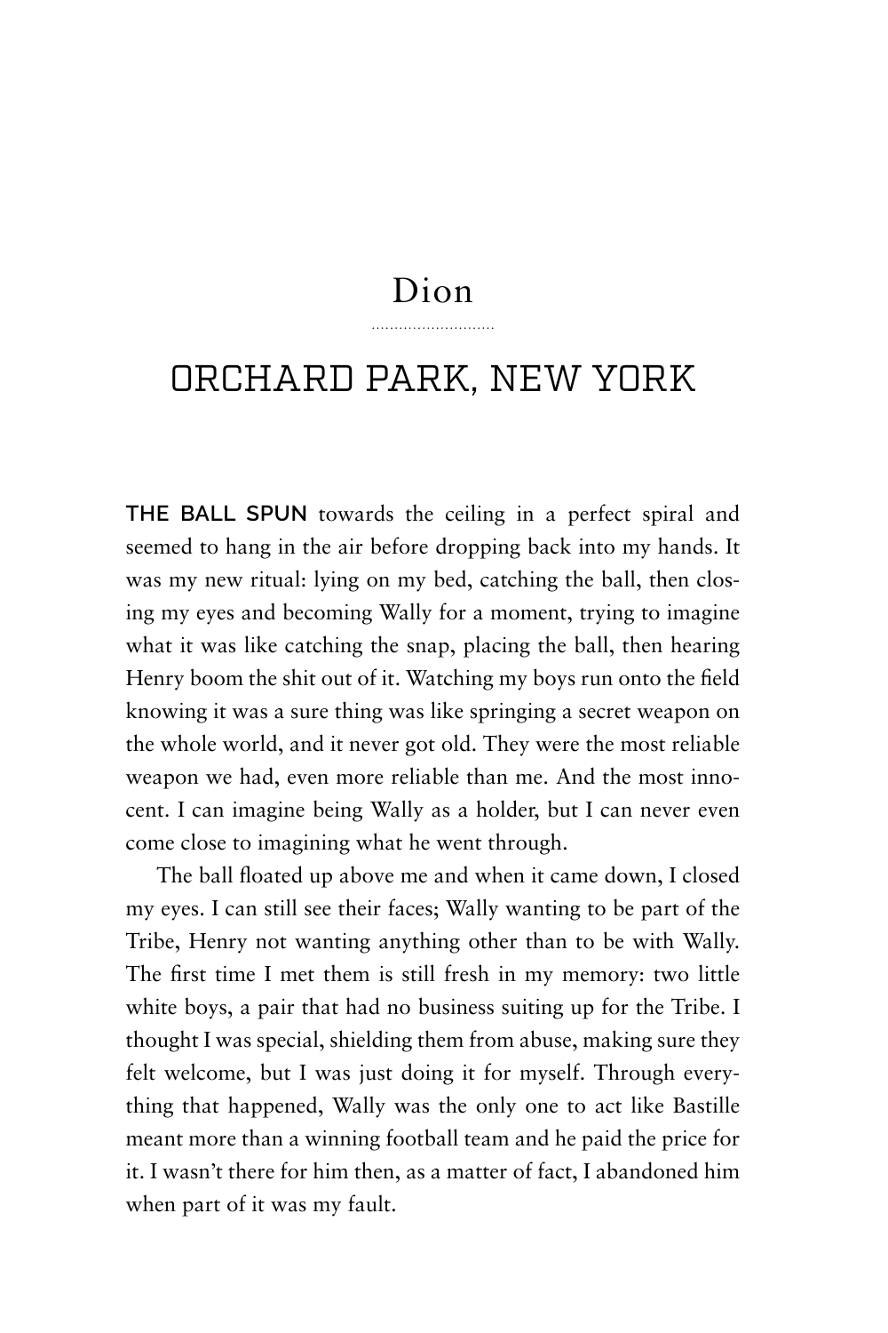# Dion

## ORCHARD PARK, NEW YORK

**THE BALL SPUN** towards the ceiling in a perfect spiral and seemed to hang in the air before dropping back into my hands. It was my new ritual: lying on my bed, catching the ball, then closing my eyes and becoming Wally for a moment, trying to imagine what it was like catching the snap, placing the ball, then hearing Henry boom the shit out of it. Watching my boys run onto the field knowing it was a sure thing was like springing a secret weapon on the whole world, and it never got old. They were the most reliable weapon we had, even more reliable than me. And the most innocent. I can imagine being Wally as a holder, but I can never even come close to imagining what he went through.

The ball floated up above me and when it came down, I closed my eyes. I can still see their faces; Wally wanting to be part of the Tribe, Henry not wanting anything other than to be with Wally. The first time I met them is still fresh in my memory: two little white boys, a pair that had no business suiting up for the Tribe. I thought I was special, shielding them from abuse, making sure they felt welcome, but I was just doing it for myself. Through everything that happened, Wally was the only one to act like Bastille meant more than a winning football team and he paid the price for it. I wasn't there for him then, as a matter of fact, I abandoned him when part of it was my fault.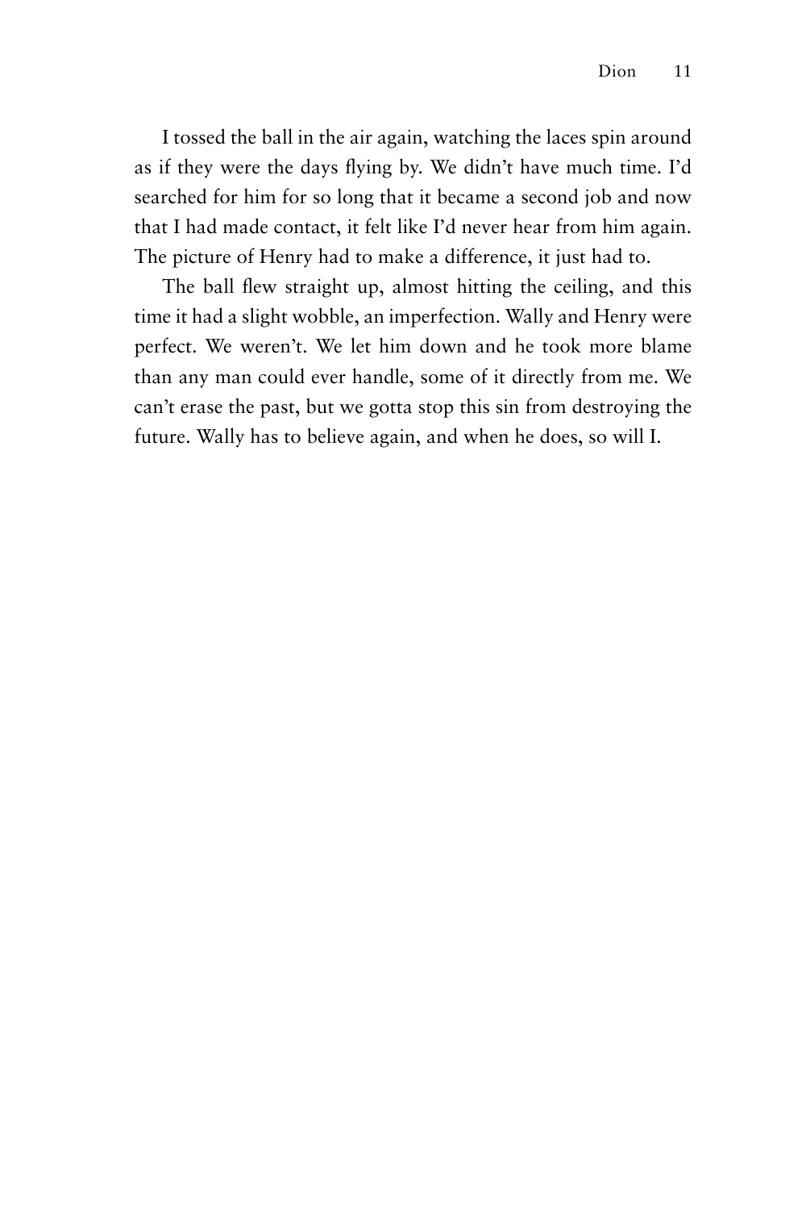I tossed the ball in the air again, watching the laces spin around as if they were the days flying by. We didn't have much time. I'd searched for him for so long that it became a second job and now that I had made contact, it felt like I'd never hear from him again. The picture of Henry had to make a difference, it just had to.

The ball flew straight up, almost hitting the ceiling, and this time it had a slight wobble, an imperfection. Wally and Henry were perfect. We weren't. We let him down and he took more blame than any man could ever handle, some of it directly from me. We can't erase the past, but we gotta stop this sin from destroying the future. Wally has to believe again, and when he does, so will I.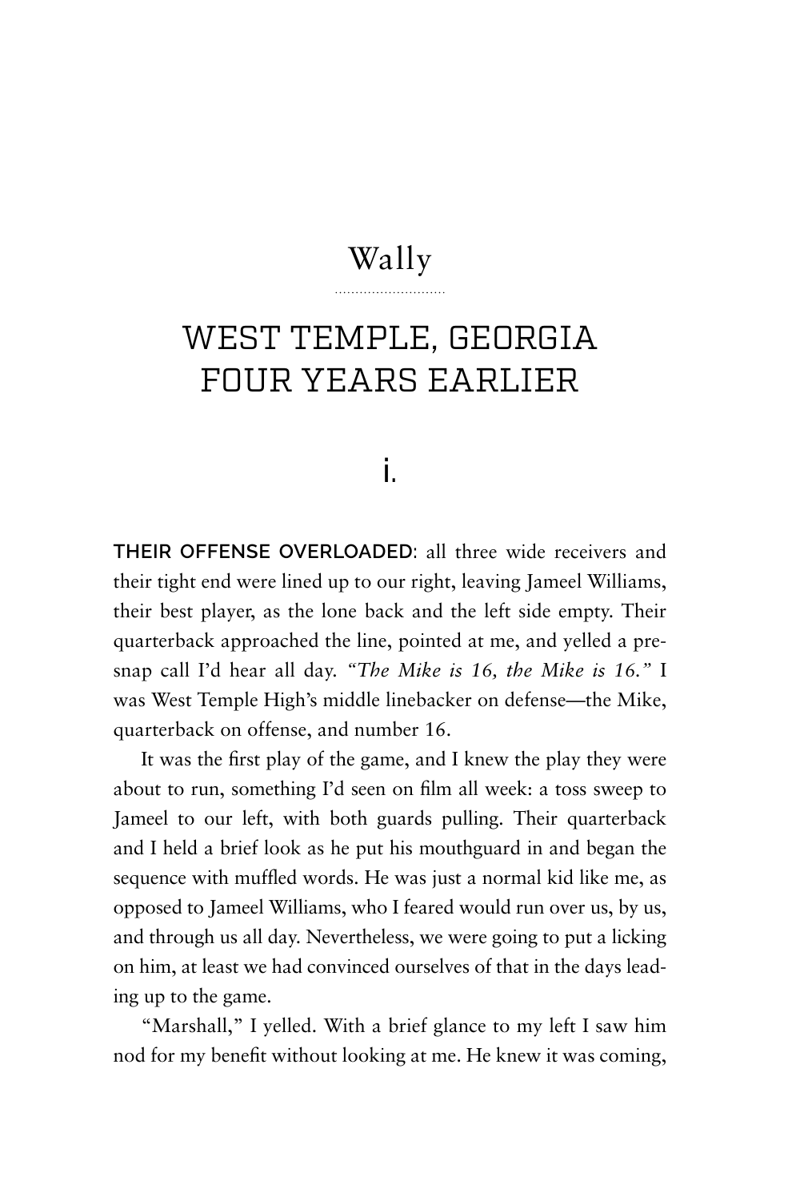# Wally

## WEST TEMPLE, GEORGIA
## FOUR YEARS EARLIER

### i.

**THEIR OFFENSE OVERLOADED**: all three wide receivers and their tight end were lined up to our right, leaving Jameel Williams, their best player, as the lone back and the left side empty. Their quarterback approached the line, pointed at me, and yelled a pre-snap call I'd hear all day. *"The Mike is 16, the Mike is 16."* I was West Temple High's middle linebacker on defense—the Mike, quarterback on offense, and number 16.

It was the first play of the game, and I knew the play they were about to run, something I'd seen on film all week: a toss sweep to Jameel to our left, with both guards pulling. Their quarterback and I held a brief look as he put his mouthguard in and began the sequence with muffled words. He was just a normal kid like me, as opposed to Jameel Williams, who I feared would run over us, by us, and through us all day. Nevertheless, we were going to put a licking on him, at least we had convinced ourselves of that in the days leading up to the game.

"Marshall," I yelled. With a brief glance to my left I saw him nod for my benefit without looking at me. He knew it was coming,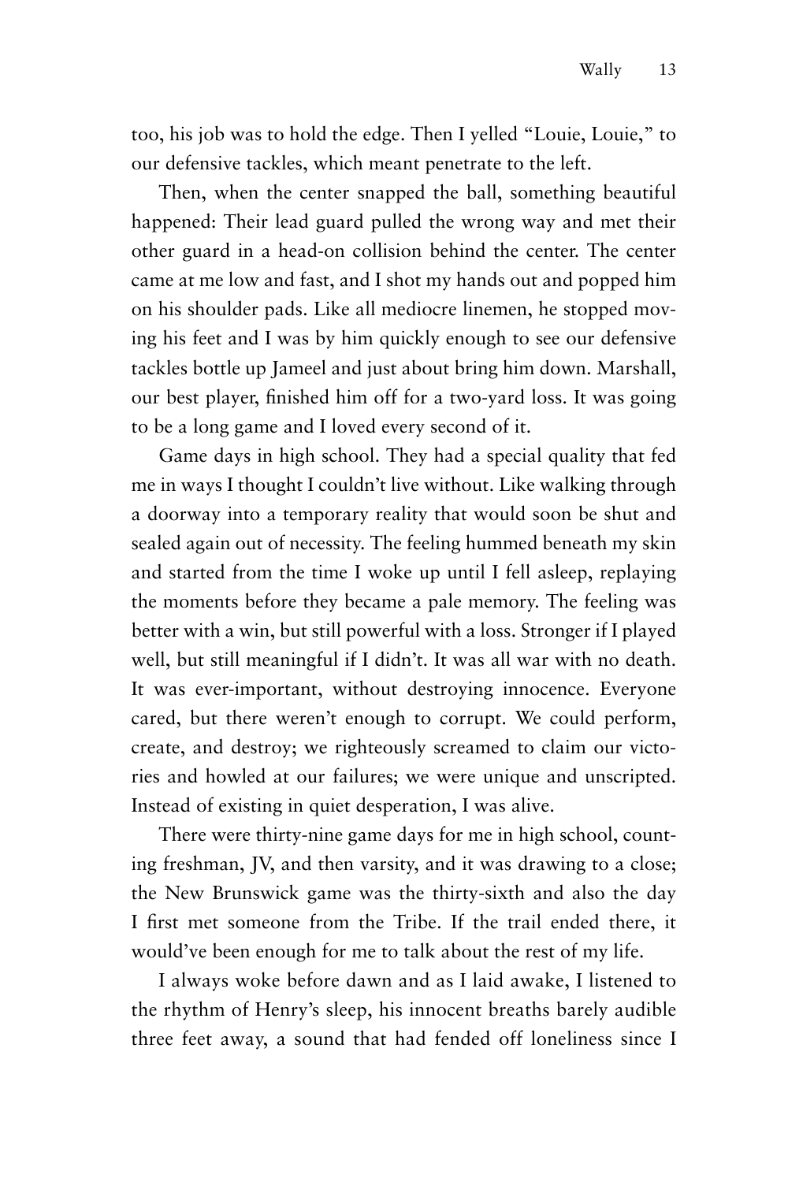too, his job was to hold the edge. Then I yelled "Louie, Louie," to our defensive tackles, which meant penetrate to the left.

Then, when the center snapped the ball, something beautiful happened: Their lead guard pulled the wrong way and met their other guard in a head-on collision behind the center. The center came at me low and fast, and I shot my hands out and popped him on his shoulder pads. Like all mediocre linemen, he stopped moving his feet and I was by him quickly enough to see our defensive tackles bottle up Jameel and just about bring him down. Marshall, our best player, finished him off for a two-yard loss. It was going to be a long game and I loved every second of it.

Game days in high school. They had a special quality that fed me in ways I thought I couldn't live without. Like walking through a doorway into a temporary reality that would soon be shut and sealed again out of necessity. The feeling hummed beneath my skin and started from the time I woke up until I fell asleep, replaying the moments before they became a pale memory. The feeling was better with a win, but still powerful with a loss. Stronger if I played well, but still meaningful if I didn't. It was all war with no death. It was ever-important, without destroying innocence. Everyone cared, but there weren't enough to corrupt. We could perform, create, and destroy; we righteously screamed to claim our victories and howled at our failures; we were unique and unscripted. Instead of existing in quiet desperation, I was alive.

There were thirty-nine game days for me in high school, counting freshman, JV, and then varsity, and it was drawing to a close; the New Brunswick game was the thirty-sixth and also the day I first met someone from the Tribe. If the trail ended there, it would've been enough for me to talk about the rest of my life.

I always woke before dawn and as I laid awake, I listened to the rhythm of Henry's sleep, his innocent breaths barely audible three feet away, a sound that had fended off loneliness since I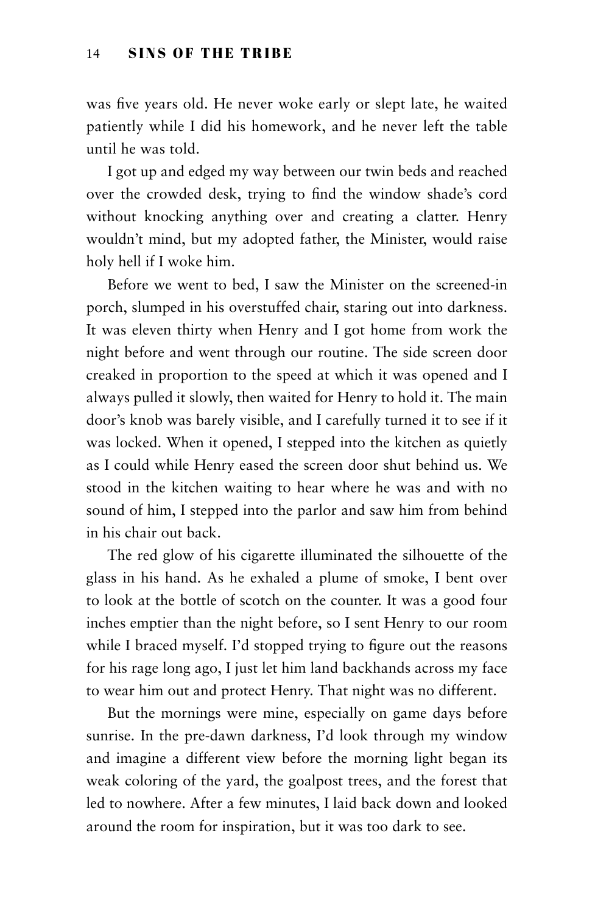was five years old. He never woke early or slept late, he waited patiently while I did his homework, and he never left the table until he was told.

I got up and edged my way between our twin beds and reached over the crowded desk, trying to find the window shade's cord without knocking anything over and creating a clatter. Henry wouldn't mind, but my adopted father, the Minister, would raise holy hell if I woke him.

Before we went to bed, I saw the Minister on the screened-in porch, slumped in his overstuffed chair, staring out into darkness. It was eleven thirty when Henry and I got home from work the night before and went through our routine. The side screen door creaked in proportion to the speed at which it was opened and I always pulled it slowly, then waited for Henry to hold it. The main door's knob was barely visible, and I carefully turned it to see if it was locked. When it opened, I stepped into the kitchen as quietly as I could while Henry eased the screen door shut behind us. We stood in the kitchen waiting to hear where he was and with no sound of him, I stepped into the parlor and saw him from behind in his chair out back.

The red glow of his cigarette illuminated the silhouette of the glass in his hand. As he exhaled a plume of smoke, I bent over to look at the bottle of scotch on the counter. It was a good four inches emptier than the night before, so I sent Henry to our room while I braced myself. I'd stopped trying to figure out the reasons for his rage long ago, I just let him land backhands across my face to wear him out and protect Henry. That night was no different.

But the mornings were mine, especially on game days before sunrise. In the pre-dawn darkness, I'd look through my window and imagine a different view before the morning light began its weak coloring of the yard, the goalpost trees, and the forest that led to nowhere. After a few minutes, I laid back down and looked around the room for inspiration, but it was too dark to see.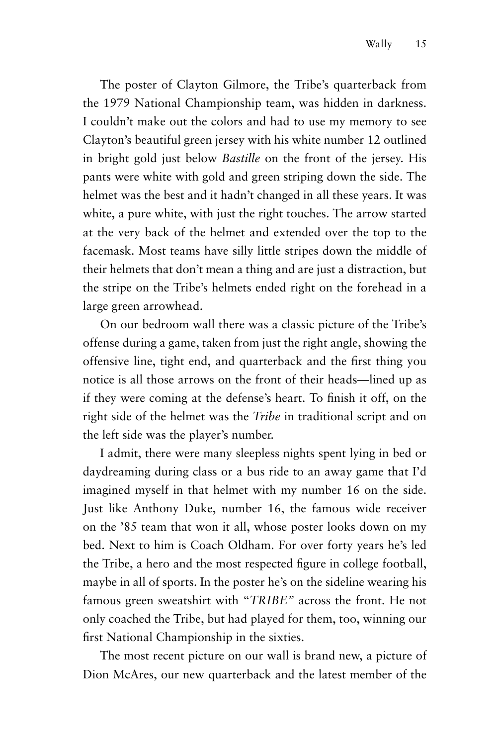The poster of Clayton Gilmore, the Tribe's quarterback from the 1979 National Championship team, was hidden in darkness. I couldn't make out the colors and had to use my memory to see Clayton's beautiful green jersey with his white number 12 outlined in bright gold just below *Bastille* on the front of the jersey. His pants were white with gold and green striping down the side. The helmet was the best and it hadn't changed in all these years. It was white, a pure white, with just the right touches. The arrow started at the very back of the helmet and extended over the top to the facemask. Most teams have silly little stripes down the middle of their helmets that don't mean a thing and are just a distraction, but the stripe on the Tribe's helmets ended right on the forehead in a large green arrowhead.

On our bedroom wall there was a classic picture of the Tribe's offense during a game, taken from just the right angle, showing the offensive line, tight end, and quarterback and the first thing you notice is all those arrows on the front of their heads—lined up as if they were coming at the defense's heart. To finish it off, on the right side of the helmet was the *Tribe* in traditional script and on the left side was the player's number.

I admit, there were many sleepless nights spent lying in bed or daydreaming during class or a bus ride to an away game that I'd imagined myself in that helmet with my number 16 on the side. Just like Anthony Duke, number 16, the famous wide receiver on the '85 team that won it all, whose poster looks down on my bed. Next to him is Coach Oldham. For over forty years he's led the Tribe, a hero and the most respected figure in college football, maybe in all of sports. In the poster he's on the sideline wearing his famous green sweatshirt with "*TRIBE*" across the front. He not only coached the Tribe, but had played for them, too, winning our first National Championship in the sixties.

The most recent picture on our wall is brand new, a picture of Dion McAres, our new quarterback and the latest member of the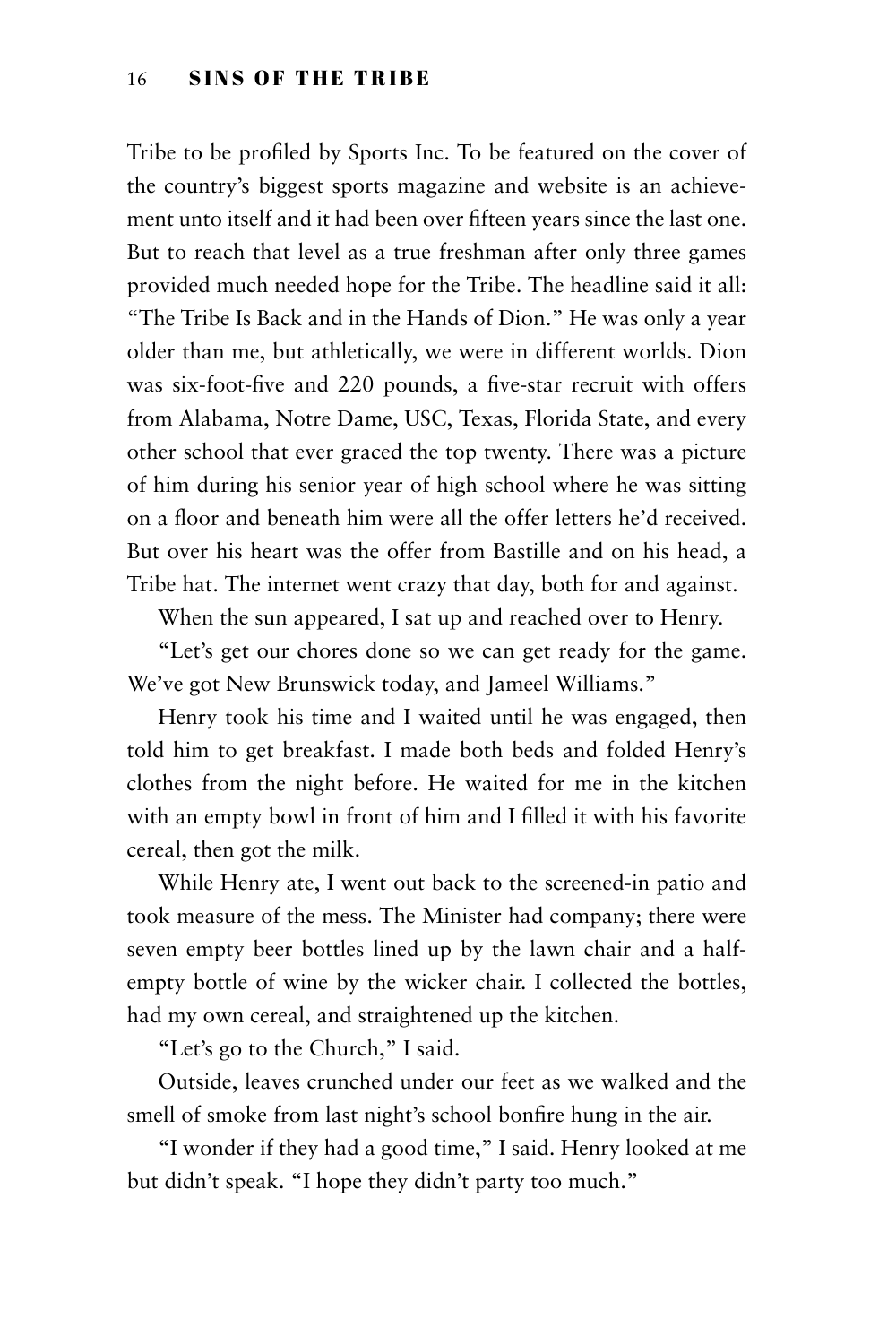Tribe to be profiled by Sports Inc. To be featured on the cover of the country's biggest sports magazine and website is an achievement unto itself and it had been over fifteen years since the last one. But to reach that level as a true freshman after only three games provided much needed hope for the Tribe. The headline said it all: "The Tribe Is Back and in the Hands of Dion." He was only a year older than me, but athletically, we were in different worlds. Dion was six-foot-five and 220 pounds, a five-star recruit with offers from Alabama, Notre Dame, USC, Texas, Florida State, and every other school that ever graced the top twenty. There was a picture of him during his senior year of high school where he was sitting on a floor and beneath him were all the offer letters he'd received. But over his heart was the offer from Bastille and on his head, a Tribe hat. The internet went crazy that day, both for and against.

When the sun appeared, I sat up and reached over to Henry.

"Let's get our chores done so we can get ready for the game. We've got New Brunswick today, and Jameel Williams."

Henry took his time and I waited until he was engaged, then told him to get breakfast. I made both beds and folded Henry's clothes from the night before. He waited for me in the kitchen with an empty bowl in front of him and I filled it with his favorite cereal, then got the milk.

While Henry ate, I went out back to the screened-in patio and took measure of the mess. The Minister had company; there were seven empty beer bottles lined up by the lawn chair and a half-empty bottle of wine by the wicker chair. I collected the bottles, had my own cereal, and straightened up the kitchen.

"Let's go to the Church," I said.

Outside, leaves crunched under our feet as we walked and the smell of smoke from last night's school bonfire hung in the air.

"I wonder if they had a good time," I said. Henry looked at me but didn't speak. "I hope they didn't party too much."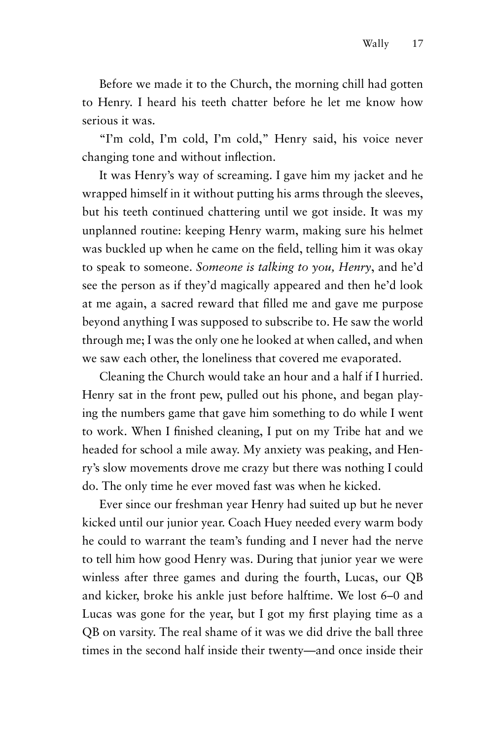Before we made it to the Church, the morning chill had gotten to Henry. I heard his teeth chatter before he let me know how serious it was.

"I'm cold, I'm cold, I'm cold," Henry said, his voice never changing tone and without inflection.

It was Henry's way of screaming. I gave him my jacket and he wrapped himself in it without putting his arms through the sleeves, but his teeth continued chattering until we got inside. It was my unplanned routine: keeping Henry warm, making sure his helmet was buckled up when he came on the field, telling him it was okay to speak to someone. *Someone is talking to you, Henry*, and he'd see the person as if they'd magically appeared and then he'd look at me again, a sacred reward that filled me and gave me purpose beyond anything I was supposed to subscribe to. He saw the world through me; I was the only one he looked at when called, and when we saw each other, the loneliness that covered me evaporated.

Cleaning the Church would take an hour and a half if I hurried. Henry sat in the front pew, pulled out his phone, and began playing the numbers game that gave him something to do while I went to work. When I finished cleaning, I put on my Tribe hat and we headed for school a mile away. My anxiety was peaking, and Henry's slow movements drove me crazy but there was nothing I could do. The only time he ever moved fast was when he kicked.

Ever since our freshman year Henry had suited up but he never kicked until our junior year. Coach Huey needed every warm body he could to warrant the team's funding and I never had the nerve to tell him how good Henry was. During that junior year we were winless after three games and during the fourth, Lucas, our QB and kicker, broke his ankle just before halftime. We lost 6–0 and Lucas was gone for the year, but I got my first playing time as a QB on varsity. The real shame of it was we did drive the ball three times in the second half inside their twenty—and once inside their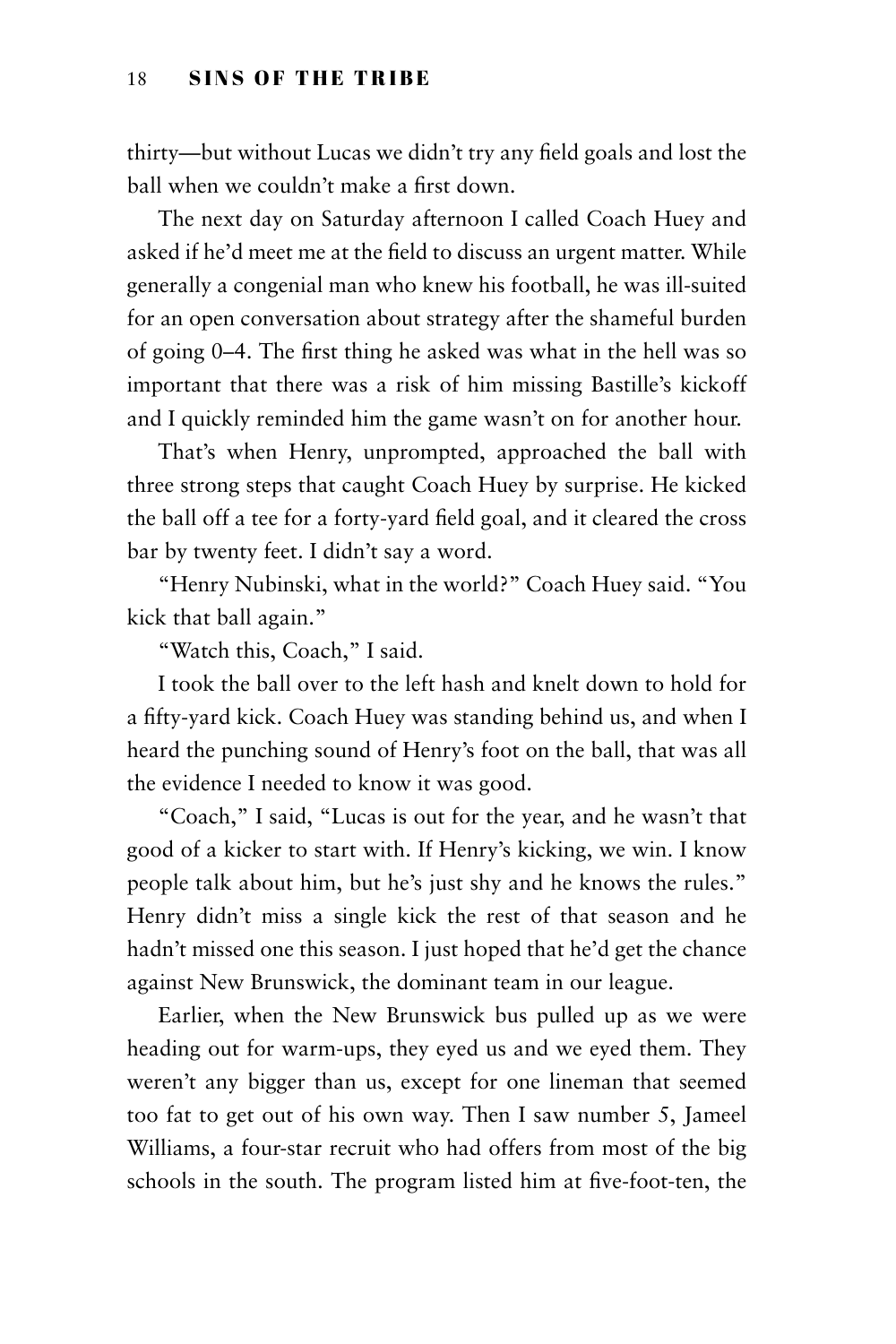thirty—but without Lucas we didn't try any field goals and lost the ball when we couldn't make a first down.

The next day on Saturday afternoon I called Coach Huey and asked if he'd meet me at the field to discuss an urgent matter. While generally a congenial man who knew his football, he was ill-suited for an open conversation about strategy after the shameful burden of going 0–4. The first thing he asked was what in the hell was so important that there was a risk of him missing Bastille's kickoff and I quickly reminded him the game wasn't on for another hour.

That's when Henry, unprompted, approached the ball with three strong steps that caught Coach Huey by surprise. He kicked the ball off a tee for a forty-yard field goal, and it cleared the cross bar by twenty feet. I didn't say a word.

"Henry Nubinski, what in the world?" Coach Huey said. "You kick that ball again."

"Watch this, Coach," I said.

I took the ball over to the left hash and knelt down to hold for a fifty-yard kick. Coach Huey was standing behind us, and when I heard the punching sound of Henry's foot on the ball, that was all the evidence I needed to know it was good.

"Coach," I said, "Lucas is out for the year, and he wasn't that good of a kicker to start with. If Henry's kicking, we win. I know people talk about him, but he's just shy and he knows the rules." Henry didn't miss a single kick the rest of that season and he hadn't missed one this season. I just hoped that he'd get the chance against New Brunswick, the dominant team in our league.

Earlier, when the New Brunswick bus pulled up as we were heading out for warm-ups, they eyed us and we eyed them. They weren't any bigger than us, except for one lineman that seemed too fat to get out of his own way. Then I saw number 5, Jameel Williams, a four-star recruit who had offers from most of the big schools in the south. The program listed him at five-foot-ten, the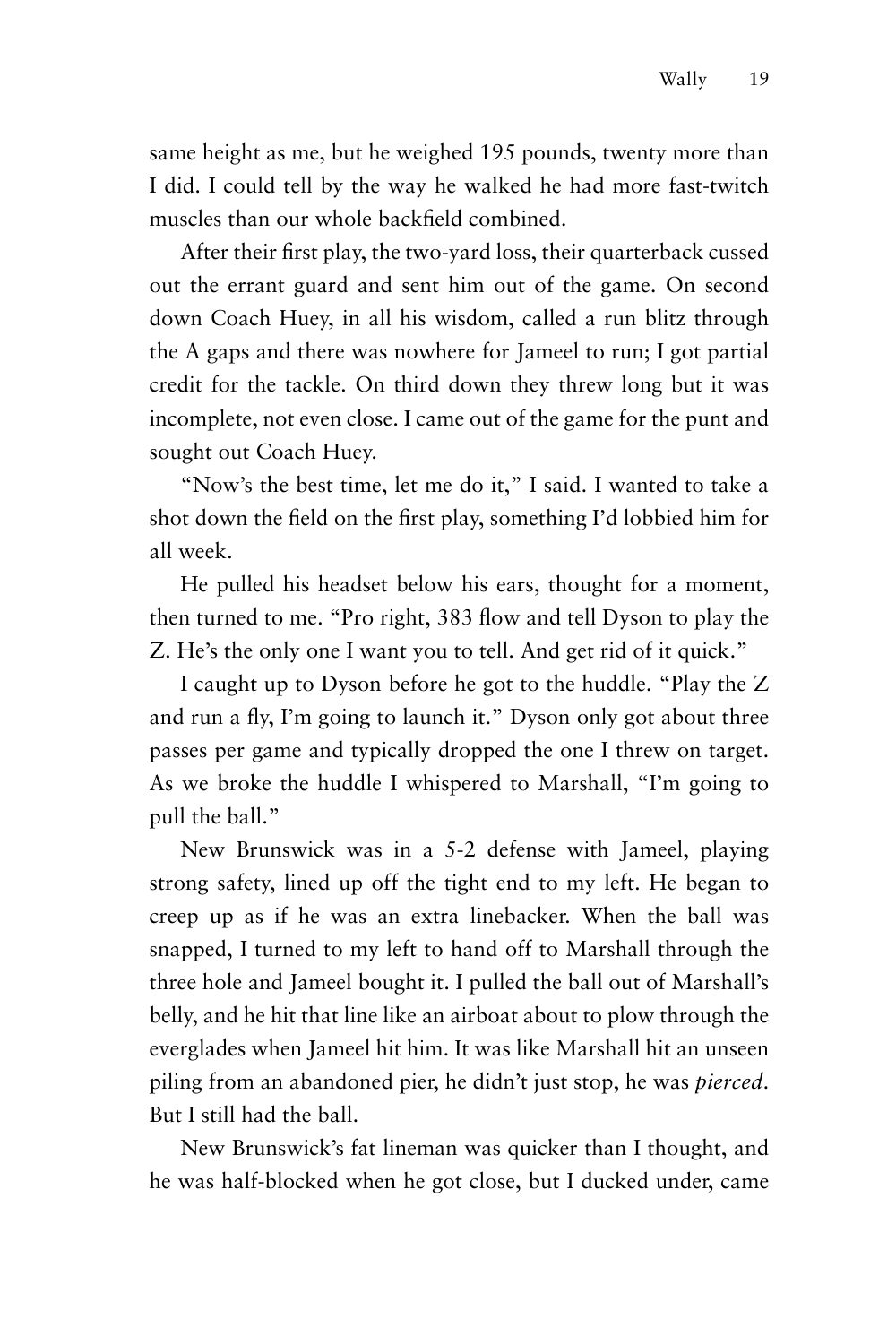same height as me, but he weighed 195 pounds, twenty more than I did. I could tell by the way he walked he had more fast-twitch muscles than our whole backfield combined.

After their first play, the two-yard loss, their quarterback cussed out the errant guard and sent him out of the game. On second down Coach Huey, in all his wisdom, called a run blitz through the A gaps and there was nowhere for Jameel to run; I got partial credit for the tackle. On third down they threw long but it was incomplete, not even close. I came out of the game for the punt and sought out Coach Huey.

"Now's the best time, let me do it," I said. I wanted to take a shot down the field on the first play, something I'd lobbied him for all week.

He pulled his headset below his ears, thought for a moment, then turned to me. "Pro right, 383 flow and tell Dyson to play the Z. He's the only one I want you to tell. And get rid of it quick."

I caught up to Dyson before he got to the huddle. "Play the Z and run a fly, I'm going to launch it." Dyson only got about three passes per game and typically dropped the one I threw on target. As we broke the huddle I whispered to Marshall, "I'm going to pull the ball."

New Brunswick was in a 5-2 defense with Jameel, playing strong safety, lined up off the tight end to my left. He began to creep up as if he was an extra linebacker. When the ball was snapped, I turned to my left to hand off to Marshall through the three hole and Jameel bought it. I pulled the ball out of Marshall's belly, and he hit that line like an airboat about to plow through the everglades when Jameel hit him. It was like Marshall hit an unseen piling from an abandoned pier, he didn't just stop, he was *pierced*. But I still had the ball.

New Brunswick's fat lineman was quicker than I thought, and he was half-blocked when he got close, but I ducked under, came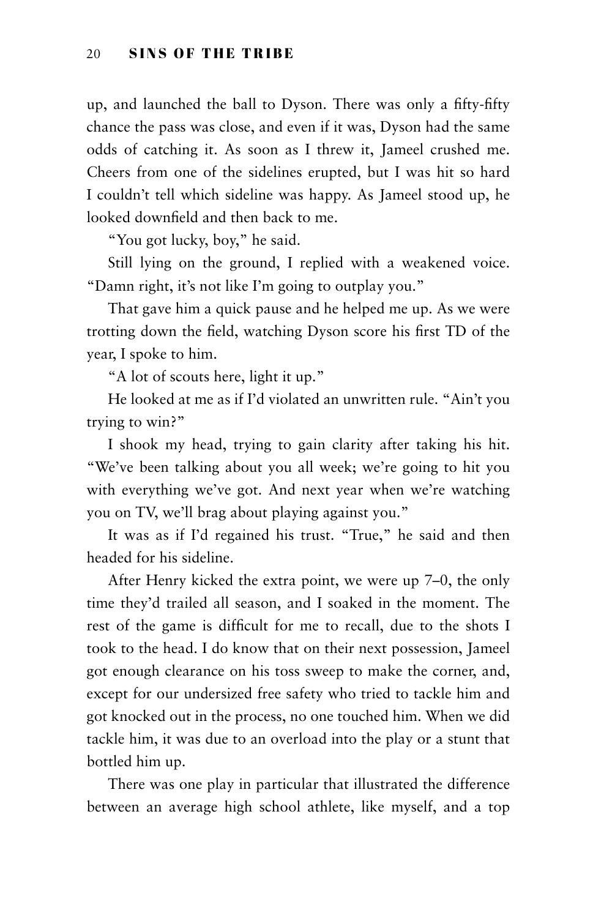up, and launched the ball to Dyson. There was only a fifty-fifty chance the pass was close, and even if it was, Dyson had the same odds of catching it. As soon as I threw it, Jameel crushed me. Cheers from one of the sidelines erupted, but I was hit so hard I couldn't tell which sideline was happy. As Jameel stood up, he looked downfield and then back to me.

"You got lucky, boy," he said.

Still lying on the ground, I replied with a weakened voice. "Damn right, it's not like I'm going to outplay you."

That gave him a quick pause and he helped me up. As we were trotting down the field, watching Dyson score his first TD of the year, I spoke to him.

"A lot of scouts here, light it up."

He looked at me as if I'd violated an unwritten rule. "Ain't you trying to win?"

I shook my head, trying to gain clarity after taking his hit. "We've been talking about you all week; we're going to hit you with everything we've got. And next year when we're watching you on TV, we'll brag about playing against you."

It was as if I'd regained his trust. "True," he said and then headed for his sideline.

After Henry kicked the extra point, we were up 7–0, the only time they'd trailed all season, and I soaked in the moment. The rest of the game is difficult for me to recall, due to the shots I took to the head. I do know that on their next possession, Jameel got enough clearance on his toss sweep to make the corner, and, except for our undersized free safety who tried to tackle him and got knocked out in the process, no one touched him. When we did tackle him, it was due to an overload into the play or a stunt that bottled him up.

There was one play in particular that illustrated the difference between an average high school athlete, like myself, and a top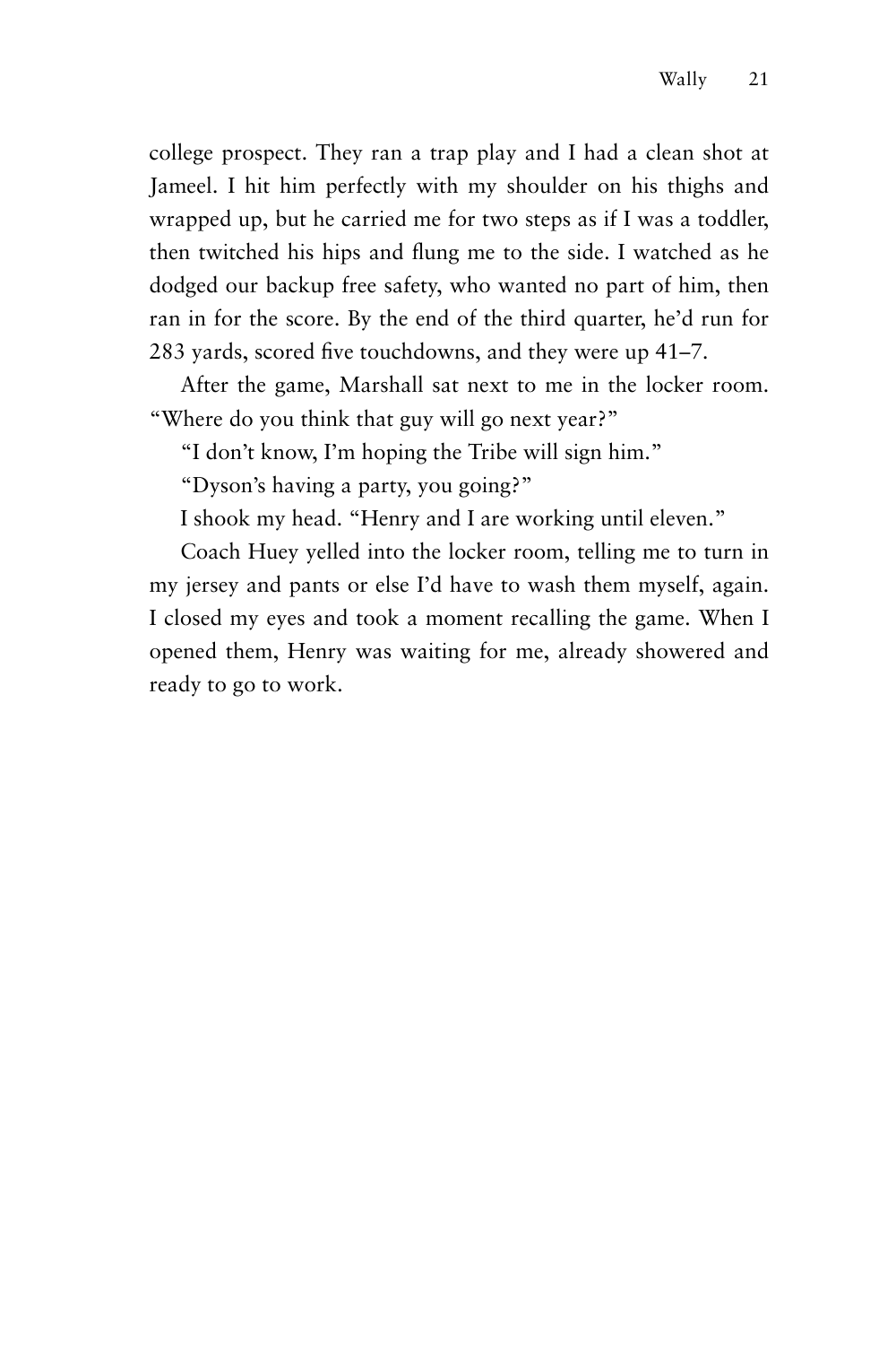college prospect. They ran a trap play and I had a clean shot at Jameel. I hit him perfectly with my shoulder on his thighs and wrapped up, but he carried me for two steps as if I was a toddler, then twitched his hips and flung me to the side. I watched as he dodged our backup free safety, who wanted no part of him, then ran in for the score. By the end of the third quarter, he'd run for 283 yards, scored five touchdowns, and they were up 41–7.

After the game, Marshall sat next to me in the locker room. "Where do you think that guy will go next year?"

"I don't know, I'm hoping the Tribe will sign him."

"Dyson's having a party, you going?"

I shook my head. "Henry and I are working until eleven."

Coach Huey yelled into the locker room, telling me to turn in my jersey and pants or else I'd have to wash them myself, again. I closed my eyes and took a moment recalling the game. When I opened them, Henry was waiting for me, already showered and ready to go to work.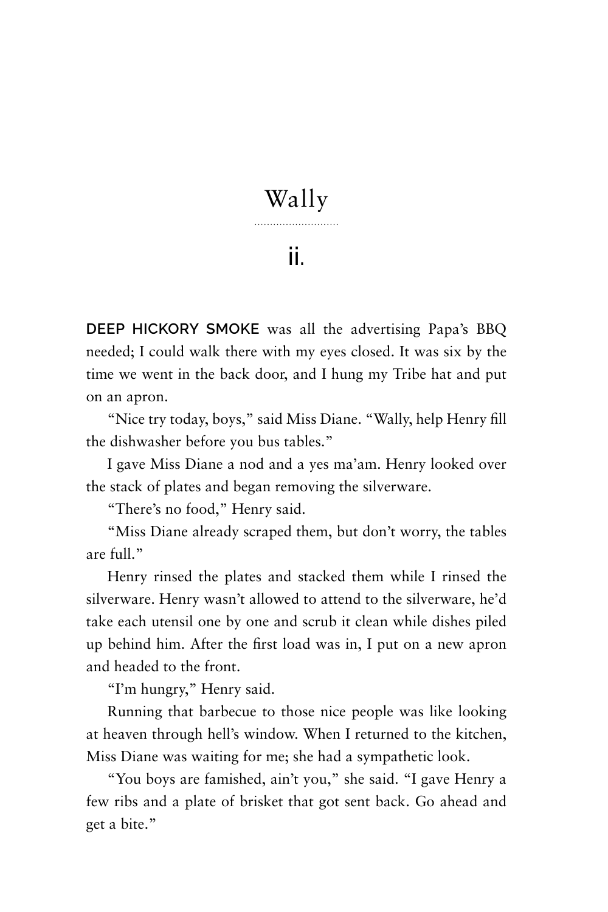# Wally

## ii.

**DEEP HICKORY SMOKE** was all the advertising Papa's BBQ needed; I could walk there with my eyes closed. It was six by the time we went in the back door, and I hung my Tribe hat and put on an apron.

"Nice try today, boys," said Miss Diane. "Wally, help Henry fill the dishwasher before you bus tables."

I gave Miss Diane a nod and a yes ma'am. Henry looked over the stack of plates and began removing the silverware.

"There's no food," Henry said.

"Miss Diane already scraped them, but don't worry, the tables are full."

Henry rinsed the plates and stacked them while I rinsed the silverware. Henry wasn't allowed to attend to the silverware, he'd take each utensil one by one and scrub it clean while dishes piled up behind him. After the first load was in, I put on a new apron and headed to the front.

"I'm hungry," Henry said.

Running that barbecue to those nice people was like looking at heaven through hell's window. When I returned to the kitchen, Miss Diane was waiting for me; she had a sympathetic look.

"You boys are famished, ain't you," she said. "I gave Henry a few ribs and a plate of brisket that got sent back. Go ahead and get a bite."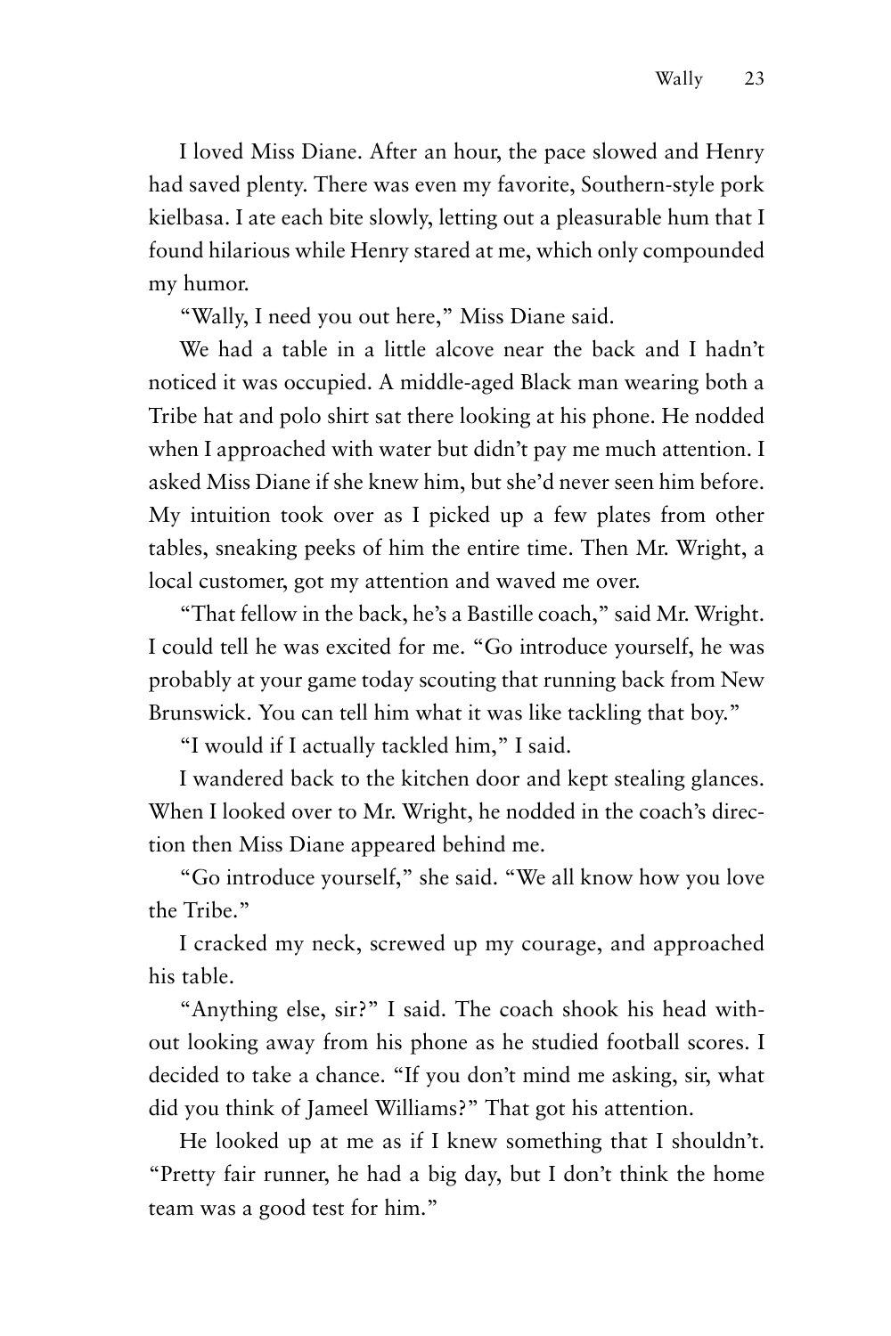I loved Miss Diane. After an hour, the pace slowed and Henry had saved plenty. There was even my favorite, Southern-style pork kielbasa. I ate each bite slowly, letting out a pleasurable hum that I found hilarious while Henry stared at me, which only compounded my humor.

"Wally, I need you out here," Miss Diane said.

We had a table in a little alcove near the back and I hadn't noticed it was occupied. A middle-aged Black man wearing both a Tribe hat and polo shirt sat there looking at his phone. He nodded when I approached with water but didn't pay me much attention. I asked Miss Diane if she knew him, but she'd never seen him before. My intuition took over as I picked up a few plates from other tables, sneaking peeks of him the entire time. Then Mr. Wright, a local customer, got my attention and waved me over.

"That fellow in the back, he's a Bastille coach," said Mr. Wright. I could tell he was excited for me. "Go introduce yourself, he was probably at your game today scouting that running back from New Brunswick. You can tell him what it was like tackling that boy."

"I would if I actually tackled him," I said.

I wandered back to the kitchen door and kept stealing glances. When I looked over to Mr. Wright, he nodded in the coach's direction then Miss Diane appeared behind me.

"Go introduce yourself," she said. "We all know how you love the Tribe."

I cracked my neck, screwed up my courage, and approached his table.

"Anything else, sir?" I said. The coach shook his head without looking away from his phone as he studied football scores. I decided to take a chance. "If you don't mind me asking, sir, what did you think of Jameel Williams?" That got his attention.

He looked up at me as if I knew something that I shouldn't. "Pretty fair runner, he had a big day, but I don't think the home team was a good test for him."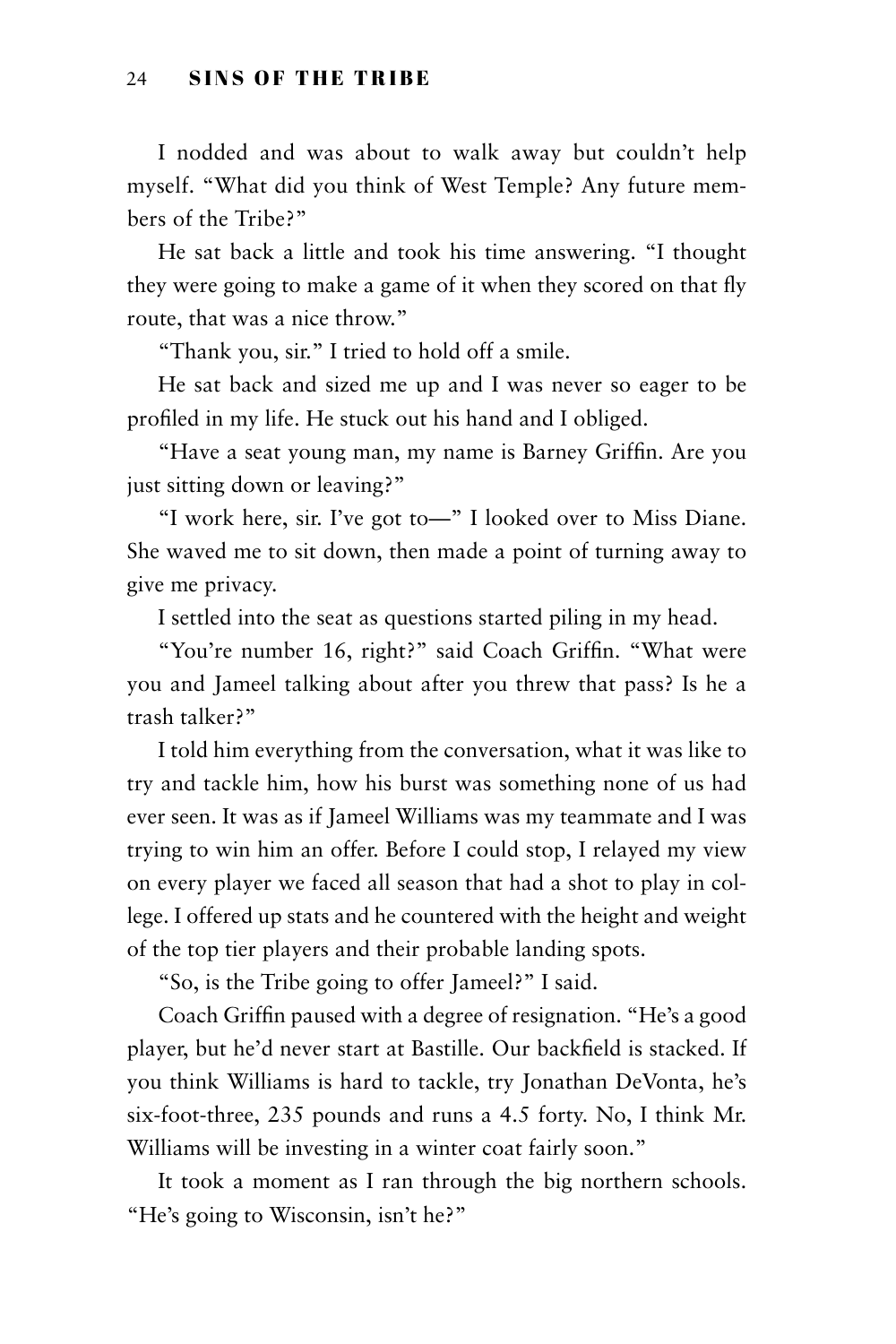I nodded and was about to walk away but couldn't help myself. "What did you think of West Temple? Any future members of the Tribe?"

He sat back a little and took his time answering. "I thought they were going to make a game of it when they scored on that fly route, that was a nice throw."

"Thank you, sir." I tried to hold off a smile.

He sat back and sized me up and I was never so eager to be profiled in my life. He stuck out his hand and I obliged.

"Have a seat young man, my name is Barney Griffin. Are you just sitting down or leaving?"

"I work here, sir. I've got to—" I looked over to Miss Diane. She waved me to sit down, then made a point of turning away to give me privacy.

I settled into the seat as questions started piling in my head.

"You're number 16, right?" said Coach Griffin. "What were you and Jameel talking about after you threw that pass? Is he a trash talker?"

I told him everything from the conversation, what it was like to try and tackle him, how his burst was something none of us had ever seen. It was as if Jameel Williams was my teammate and I was trying to win him an offer. Before I could stop, I relayed my view on every player we faced all season that had a shot to play in college. I offered up stats and he countered with the height and weight of the top tier players and their probable landing spots.

"So, is the Tribe going to offer Jameel?" I said.

Coach Griffin paused with a degree of resignation. "He's a good player, but he'd never start at Bastille. Our backfield is stacked. If you think Williams is hard to tackle, try Jonathan DeVonta, he's six-foot-three, 235 pounds and runs a 4.5 forty. No, I think Mr. Williams will be investing in a winter coat fairly soon."

It took a moment as I ran through the big northern schools. "He's going to Wisconsin, isn't he?"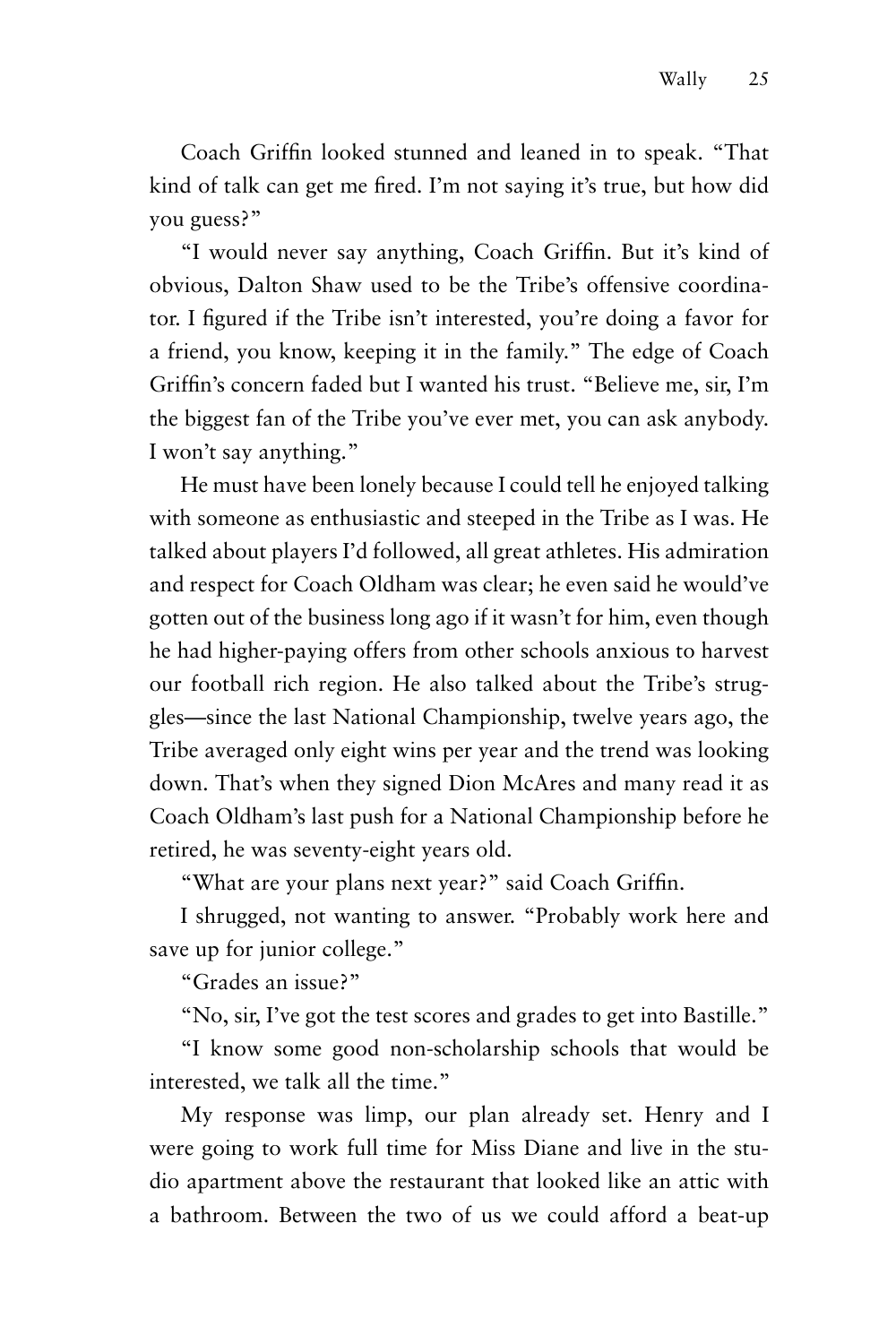Coach Griffin looked stunned and leaned in to speak. "That kind of talk can get me fired. I'm not saying it's true, but how did you guess?"

"I would never say anything, Coach Griffin. But it's kind of obvious, Dalton Shaw used to be the Tribe's offensive coordinator. I figured if the Tribe isn't interested, you're doing a favor for a friend, you know, keeping it in the family." The edge of Coach Griffin's concern faded but I wanted his trust. "Believe me, sir, I'm the biggest fan of the Tribe you've ever met, you can ask anybody. I won't say anything."

He must have been lonely because I could tell he enjoyed talking with someone as enthusiastic and steeped in the Tribe as I was. He talked about players I'd followed, all great athletes. His admiration and respect for Coach Oldham was clear; he even said he would've gotten out of the business long ago if it wasn't for him, even though he had higher-paying offers from other schools anxious to harvest our football rich region. He also talked about the Tribe's struggles—since the last National Championship, twelve years ago, the Tribe averaged only eight wins per year and the trend was looking down. That's when they signed Dion McAres and many read it as Coach Oldham's last push for a National Championship before he retired, he was seventy-eight years old.

"What are your plans next year?" said Coach Griffin.

I shrugged, not wanting to answer. "Probably work here and save up for junior college."

"Grades an issue?"

"No, sir, I've got the test scores and grades to get into Bastille."

"I know some good non-scholarship schools that would be interested, we talk all the time."

My response was limp, our plan already set. Henry and I were going to work full time for Miss Diane and live in the studio apartment above the restaurant that looked like an attic with a bathroom. Between the two of us we could afford a beat-up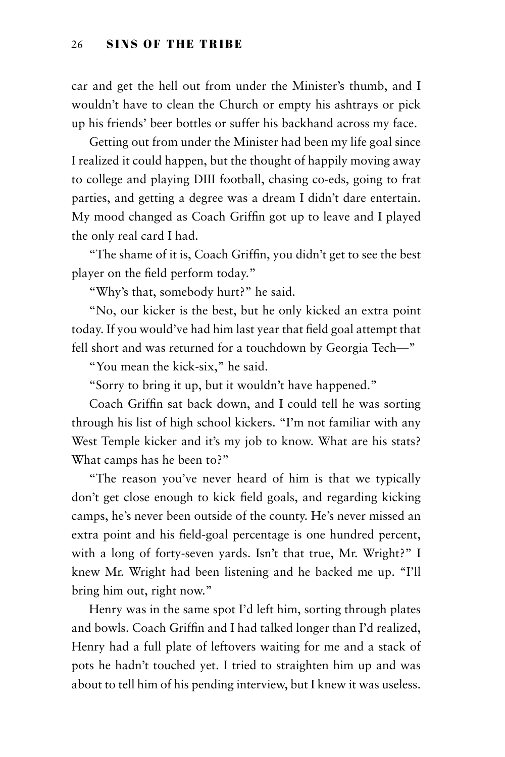car and get the hell out from under the Minister's thumb, and I wouldn't have to clean the Church or empty his ashtrays or pick up his friends' beer bottles or suffer his backhand across my face.

Getting out from under the Minister had been my life goal since I realized it could happen, but the thought of happily moving away to college and playing DIII football, chasing co-eds, going to frat parties, and getting a degree was a dream I didn't dare entertain. My mood changed as Coach Griffin got up to leave and I played the only real card I had.

"The shame of it is, Coach Griffin, you didn't get to see the best player on the field perform today."

"Why's that, somebody hurt?" he said.

"No, our kicker is the best, but he only kicked an extra point today. If you would've had him last year that field goal attempt that fell short and was returned for a touchdown by Georgia Tech—"

"You mean the kick-six," he said.

"Sorry to bring it up, but it wouldn't have happened."

Coach Griffin sat back down, and I could tell he was sorting through his list of high school kickers. "I'm not familiar with any West Temple kicker and it's my job to know. What are his stats? What camps has he been to?"

"The reason you've never heard of him is that we typically don't get close enough to kick field goals, and regarding kicking camps, he's never been outside of the county. He's never missed an extra point and his field-goal percentage is one hundred percent, with a long of forty-seven yards. Isn't that true, Mr. Wright?" I knew Mr. Wright had been listening and he backed me up. "I'll bring him out, right now."

Henry was in the same spot I'd left him, sorting through plates and bowls. Coach Griffin and I had talked longer than I'd realized, Henry had a full plate of leftovers waiting for me and a stack of pots he hadn't touched yet. I tried to straighten him up and was about to tell him of his pending interview, but I knew it was useless.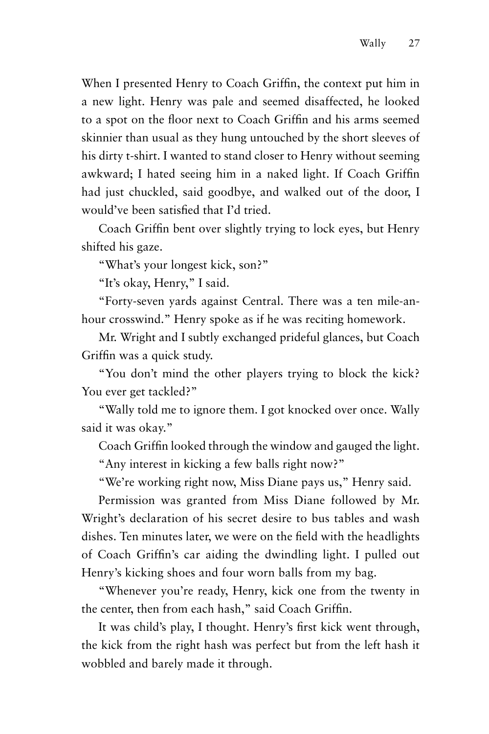When I presented Henry to Coach Griffin, the context put him in a new light. Henry was pale and seemed disaffected, he looked to a spot on the floor next to Coach Griffin and his arms seemed skinnier than usual as they hung untouched by the short sleeves of his dirty t-shirt. I wanted to stand closer to Henry without seeming awkward; I hated seeing him in a naked light. If Coach Griffin had just chuckled, said goodbye, and walked out of the door, I would've been satisfied that I'd tried.

Coach Griffin bent over slightly trying to lock eyes, but Henry shifted his gaze.

"What's your longest kick, son?"

"It's okay, Henry," I said.

"Forty-seven yards against Central. There was a ten mile-an-hour crosswind." Henry spoke as if he was reciting homework.

Mr. Wright and I subtly exchanged prideful glances, but Coach Griffin was a quick study.

"You don't mind the other players trying to block the kick? You ever get tackled?"

"Wally told me to ignore them. I got knocked over once. Wally said it was okay."

Coach Griffin looked through the window and gauged the light.

"Any interest in kicking a few balls right now?"

"We're working right now, Miss Diane pays us," Henry said.

Permission was granted from Miss Diane followed by Mr. Wright's declaration of his secret desire to bus tables and wash dishes. Ten minutes later, we were on the field with the headlights of Coach Griffin's car aiding the dwindling light. I pulled out Henry's kicking shoes and four worn balls from my bag.

"Whenever you're ready, Henry, kick one from the twenty in the center, then from each hash," said Coach Griffin.

It was child's play, I thought. Henry's first kick went through, the kick from the right hash was perfect but from the left hash it wobbled and barely made it through.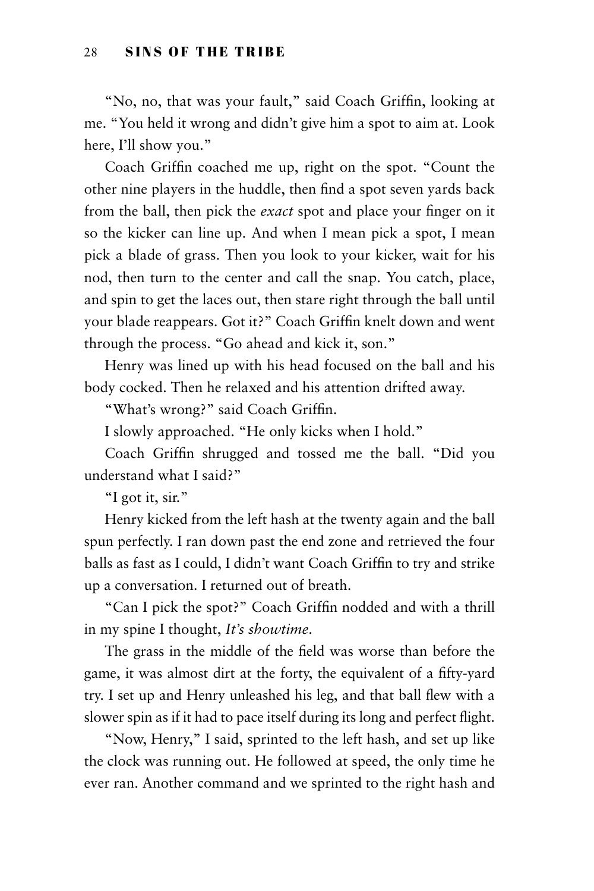"No, no, that was your fault," said Coach Griffin, looking at me. "You held it wrong and didn't give him a spot to aim at. Look here, I'll show you."

Coach Griffin coached me up, right on the spot. "Count the other nine players in the huddle, then find a spot seven yards back from the ball, then pick the *exact* spot and place your finger on it so the kicker can line up. And when I mean pick a spot, I mean pick a blade of grass. Then you look to your kicker, wait for his nod, then turn to the center and call the snap. You catch, place, and spin to get the laces out, then stare right through the ball until your blade reappears. Got it?" Coach Griffin knelt down and went through the process. "Go ahead and kick it, son."

Henry was lined up with his head focused on the ball and his body cocked. Then he relaxed and his attention drifted away.

"What's wrong?" said Coach Griffin.

I slowly approached. "He only kicks when I hold."

Coach Griffin shrugged and tossed me the ball. "Did you understand what I said?"

"I got it, sir."

Henry kicked from the left hash at the twenty again and the ball spun perfectly. I ran down past the end zone and retrieved the four balls as fast as I could, I didn't want Coach Griffin to try and strike up a conversation. I returned out of breath.

"Can I pick the spot?" Coach Griffin nodded and with a thrill in my spine I thought, *It's showtime*.

The grass in the middle of the field was worse than before the game, it was almost dirt at the forty, the equivalent of a fifty-yard try. I set up and Henry unleashed his leg, and that ball flew with a slower spin as if it had to pace itself during its long and perfect flight.

"Now, Henry," I said, sprinted to the left hash, and set up like the clock was running out. He followed at speed, the only time he ever ran. Another command and we sprinted to the right hash and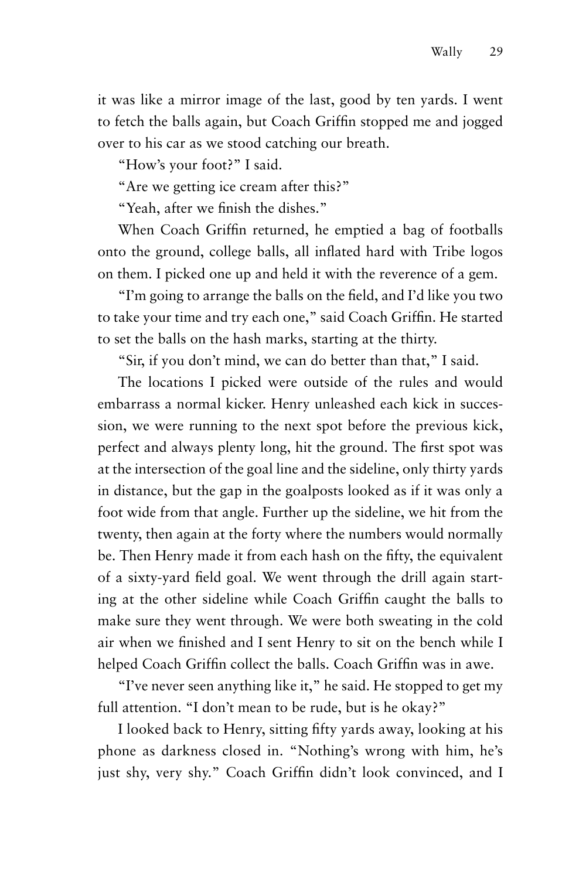it was like a mirror image of the last, good by ten yards. I went to fetch the balls again, but Coach Griffin stopped me and jogged over to his car as we stood catching our breath.

"How's your foot?" I said.

"Are we getting ice cream after this?"

"Yeah, after we finish the dishes."

When Coach Griffin returned, he emptied a bag of footballs onto the ground, college balls, all inflated hard with Tribe logos on them. I picked one up and held it with the reverence of a gem.

"I'm going to arrange the balls on the field, and I'd like you two to take your time and try each one," said Coach Griffin. He started to set the balls on the hash marks, starting at the thirty.

"Sir, if you don't mind, we can do better than that," I said.

The locations I picked were outside of the rules and would embarrass a normal kicker. Henry unleashed each kick in succession, we were running to the next spot before the previous kick, perfect and always plenty long, hit the ground. The first spot was at the intersection of the goal line and the sideline, only thirty yards in distance, but the gap in the goalposts looked as if it was only a foot wide from that angle. Further up the sideline, we hit from the twenty, then again at the forty where the numbers would normally be. Then Henry made it from each hash on the fifty, the equivalent of a sixty-yard field goal. We went through the drill again starting at the other sideline while Coach Griffin caught the balls to make sure they went through. We were both sweating in the cold air when we finished and I sent Henry to sit on the bench while I helped Coach Griffin collect the balls. Coach Griffin was in awe.

"I've never seen anything like it," he said. He stopped to get my full attention. "I don't mean to be rude, but is he okay?"

I looked back to Henry, sitting fifty yards away, looking at his phone as darkness closed in. "Nothing's wrong with him, he's just shy, very shy." Coach Griffin didn't look convinced, and I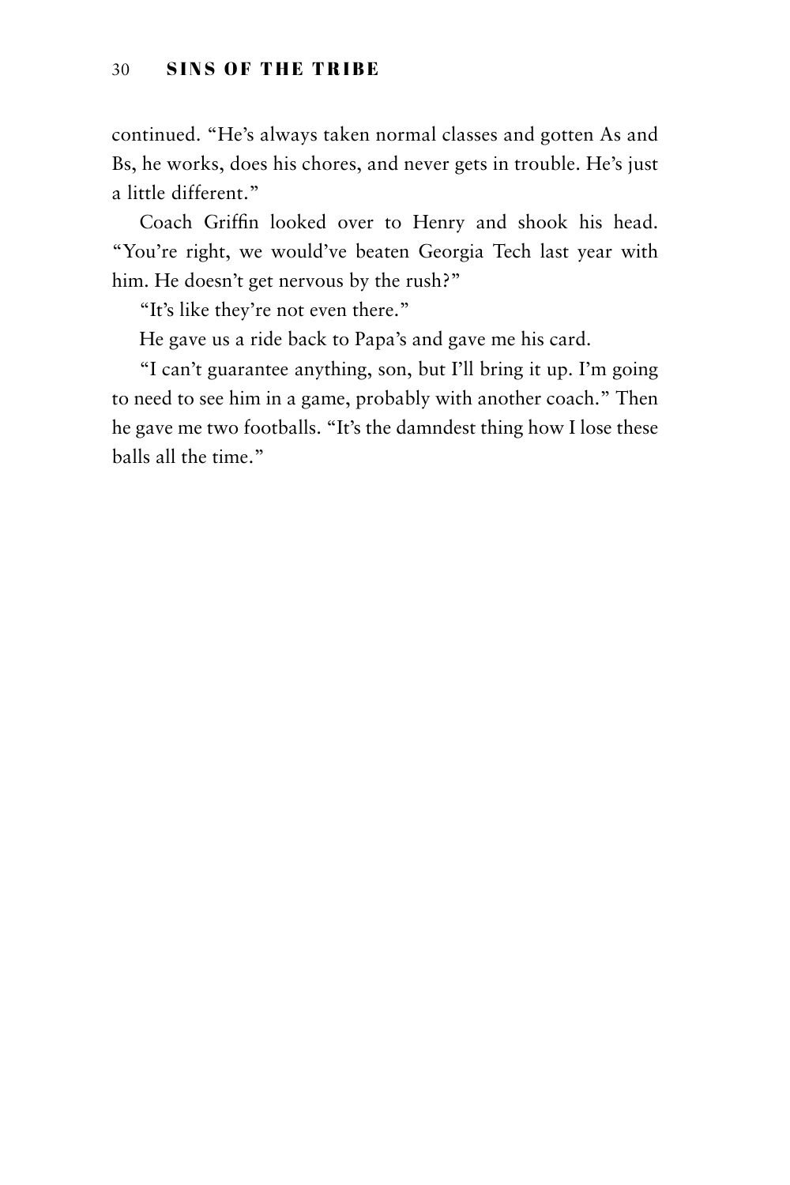continued. "He's always taken normal classes and gotten As and Bs, he works, does his chores, and never gets in trouble. He's just a little different."

Coach Griffin looked over to Henry and shook his head. "You're right, we would've beaten Georgia Tech last year with him. He doesn't get nervous by the rush?"

"It's like they're not even there."

He gave us a ride back to Papa's and gave me his card.

"I can't guarantee anything, son, but I'll bring it up. I'm going to need to see him in a game, probably with another coach." Then he gave me two footballs. "It's the damndest thing how I lose these balls all the time."